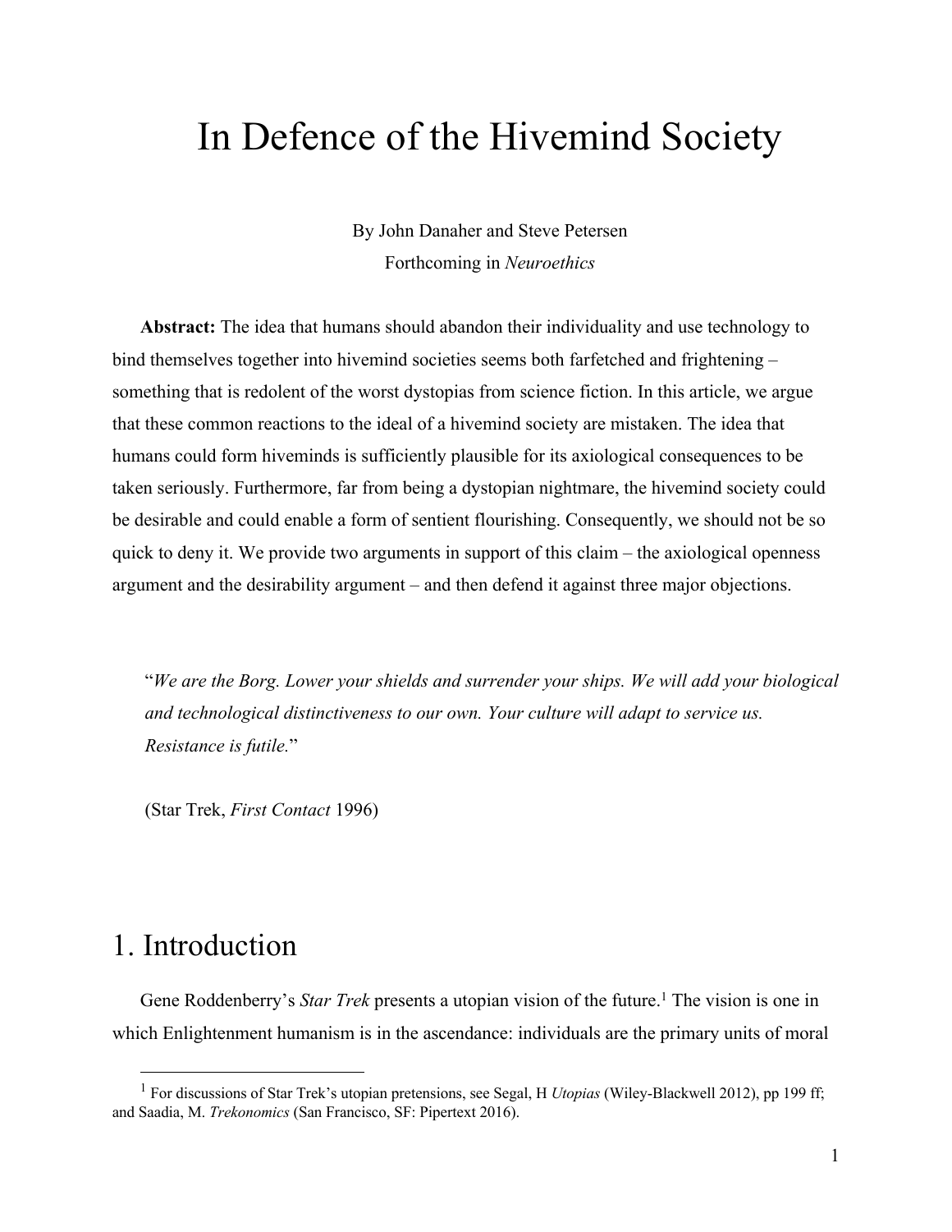# In Defence of the Hivemind Society

By John Danaher and Steve Petersen

Forthcoming in *Neuroethics*

**Abstract:** The idea that humans should abandon their individuality and use technology to bind themselves together into hivemind societies seems both farfetched and frightening – something that is redolent of the worst dystopias from science fiction. In this article, we argue that these common reactions to the ideal of a hivemind society are mistaken. The idea that humans could form hiveminds is sufficiently plausible for its axiological consequences to be taken seriously. Furthermore, far from being a dystopian nightmare, the hivemind society could be desirable and could enable a form of sentient flourishing. Consequently, we should not be so quick to deny it. We provide two arguments in support of this claim – the axiological openness argument and the desirability argument – and then defend it against three major objections.

> "*We are the Borg. Lower your shields and surrender your ships. We will add your biological and technological distinctiveness to our own. Your culture will adapt to service us. Resistance is futile.*"
>
> (Star Trek, *First Contact* 1996)

## 1. Introduction

Gene Roddenberry's *Star Trek* presents a utopian vision of the future.[1] The vision is one in which Enlightenment humanism is in the ascendance: individuals are the primary units of moral

[1] For discussions of Star Trek's utopian pretensions, see Segal, H *Utopias* (Wiley-Blackwell 2012), pp 199 ff; and Saadia, M. *Trekonomics* (San Francisco, SF: Pipertext 2016).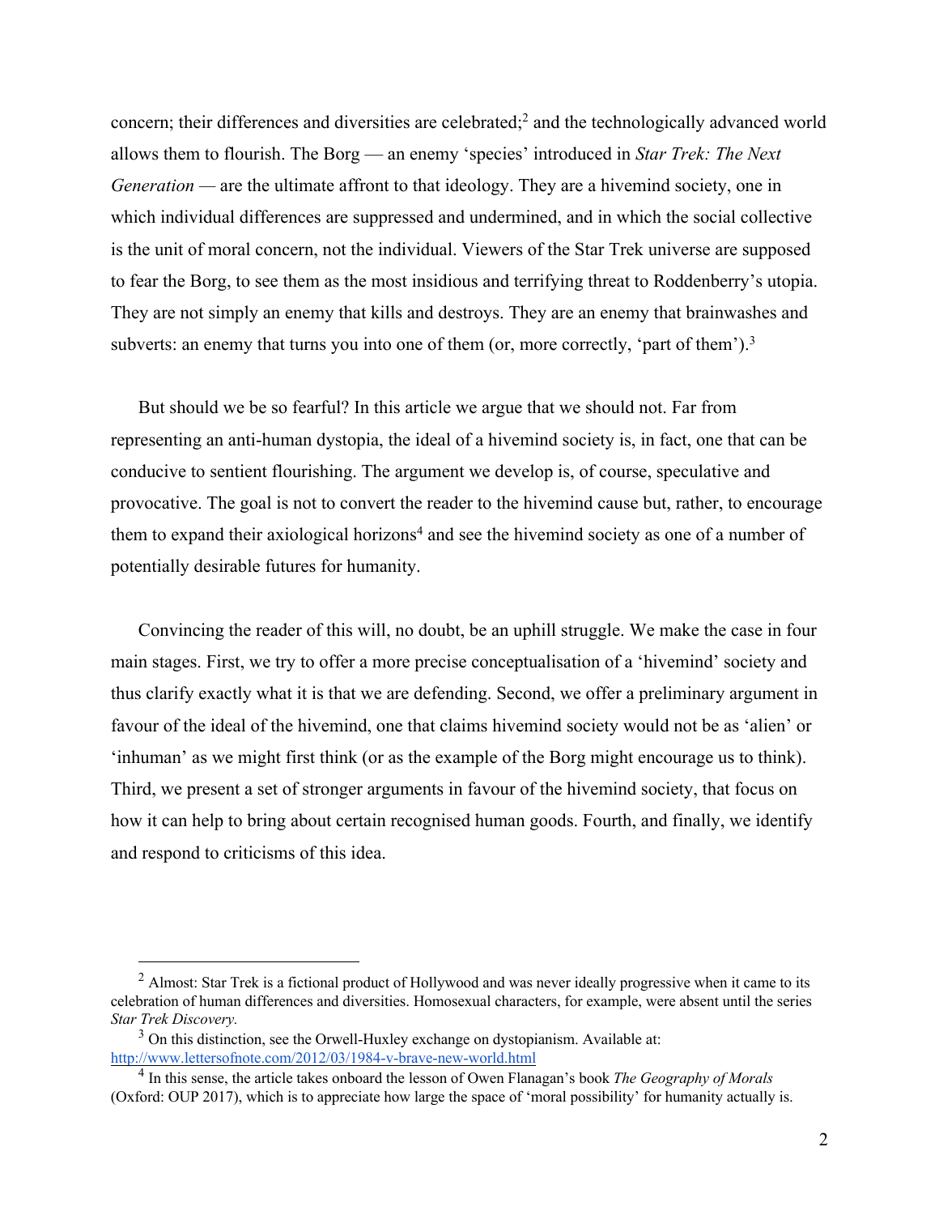concern; their differences and diversities are celebrated;[2] and the technologically advanced world allows them to flourish. The Borg — an enemy 'species' introduced in *Star Trek: The Next Generation* — are the ultimate affront to that ideology. They are a hivemind society, one in which individual differences are suppressed and undermined, and in which the social collective is the unit of moral concern, not the individual. Viewers of the Star Trek universe are supposed to fear the Borg, to see them as the most insidious and terrifying threat to Roddenberry's utopia. They are not simply an enemy that kills and destroys. They are an enemy that brainwashes and subverts: an enemy that turns you into one of them (or, more correctly, 'part of them').[3]

But should we be so fearful? In this article we argue that we should not. Far from representing an anti-human dystopia, the ideal of a hivemind society is, in fact, one that can be conducive to sentient flourishing. The argument we develop is, of course, speculative and provocative. The goal is not to convert the reader to the hivemind cause but, rather, to encourage them to expand their axiological horizons[4] and see the hivemind society as one of a number of potentially desirable futures for humanity.

Convincing the reader of this will, no doubt, be an uphill struggle. We make the case in four main stages. First, we try to offer a more precise conceptualisation of a 'hivemind' society and thus clarify exactly what it is that we are defending. Second, we offer a preliminary argument in favour of the ideal of the hivemind, one that claims hivemind society would not be as 'alien' or 'inhuman' as we might first think (or as the example of the Borg might encourage us to think). Third, we present a set of stronger arguments in favour of the hivemind society, that focus on how it can help to bring about certain recognised human goods. Fourth, and finally, we identify and respond to criticisms of this idea.

---

[2] Almost: Star Trek is a fictional product of Hollywood and was never ideally progressive when it came to its celebration of human differences and diversities. Homosexual characters, for example, were absent until the series *Star Trek Discovery.*

[3] On this distinction, see the Orwell-Huxley exchange on dystopianism. Available at: http://www.lettersofnote.com/2012/03/1984-v-brave-new-world.html

[4] In this sense, the article takes onboard the lesson of Owen Flanagan's book *The Geography of Morals* (Oxford: OUP 2017), which is to appreciate how large the space of 'moral possibility' for humanity actually is.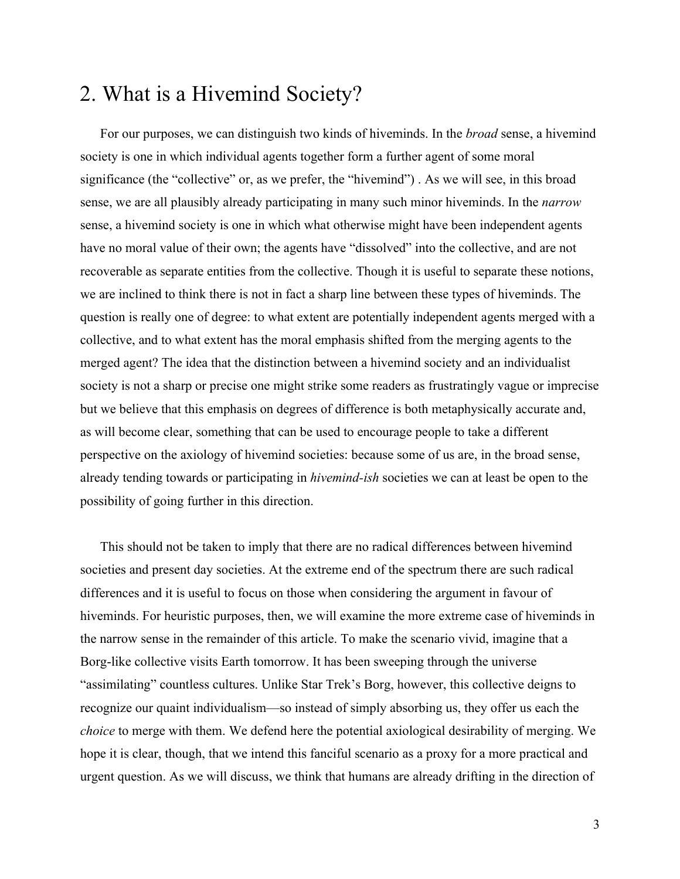## 2. What is a Hivemind Society?

For our purposes, we can distinguish two kinds of hiveminds. In the *broad* sense, a hivemind society is one in which individual agents together form a further agent of some moral significance (the "collective" or, as we prefer, the "hivemind") . As we will see, in this broad sense, we are all plausibly already participating in many such minor hiveminds. In the *narrow* sense, a hivemind society is one in which what otherwise might have been independent agents have no moral value of their own; the agents have "dissolved" into the collective, and are not recoverable as separate entities from the collective. Though it is useful to separate these notions, we are inclined to think there is not in fact a sharp line between these types of hiveminds. The question is really one of degree: to what extent are potentially independent agents merged with a collective, and to what extent has the moral emphasis shifted from the merging agents to the merged agent? The idea that the distinction between a hivemind society and an individualist society is not a sharp or precise one might strike some readers as frustratingly vague or imprecise but we believe that this emphasis on degrees of difference is both metaphysically accurate and, as will become clear, something that can be used to encourage people to take a different perspective on the axiology of hivemind societies: because some of us are, in the broad sense, already tending towards or participating in *hivemind-ish* societies we can at least be open to the possibility of going further in this direction.

This should not be taken to imply that there are no radical differences between hivemind societies and present day societies. At the extreme end of the spectrum there are such radical differences and it is useful to focus on those when considering the argument in favour of hiveminds. For heuristic purposes, then, we will examine the more extreme case of hiveminds in the narrow sense in the remainder of this article. To make the scenario vivid, imagine that a Borg-like collective visits Earth tomorrow. It has been sweeping through the universe "assimilating" countless cultures. Unlike Star Trek's Borg, however, this collective deigns to recognize our quaint individualism—so instead of simply absorbing us, they offer us each the *choice* to merge with them. We defend here the potential axiological desirability of merging. We hope it is clear, though, that we intend this fanciful scenario as a proxy for a more practical and urgent question. As we will discuss, we think that humans are already drifting in the direction of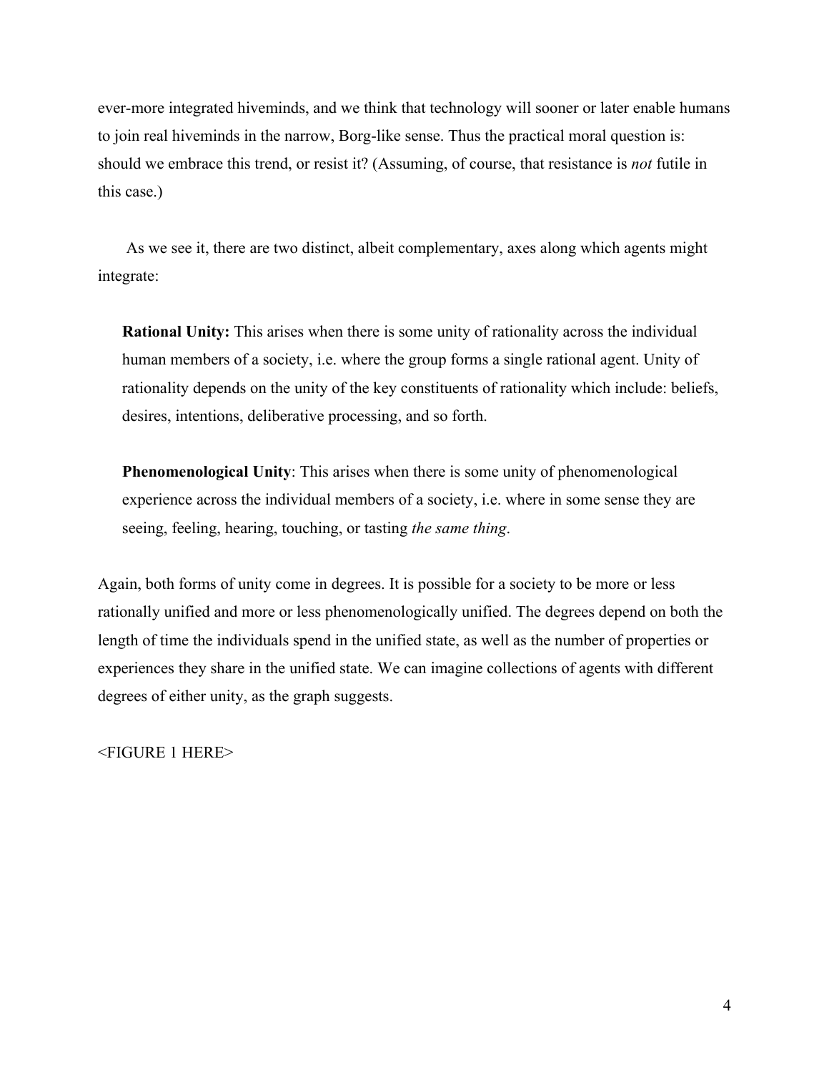ever-more integrated hiveminds, and we think that technology will sooner or later enable humans to join real hiveminds in the narrow, Borg-like sense. Thus the practical moral question is: should we embrace this trend, or resist it? (Assuming, of course, that resistance is *not* futile in this case.)

As we see it, there are two distinct, albeit complementary, axes along which agents might integrate:

> **Rational Unity:** This arises when there is some unity of rationality across the individual human members of a society, i.e. where the group forms a single rational agent. Unity of rationality depends on the unity of the key constituents of rationality which include: beliefs, desires, intentions, deliberative processing, and so forth.
>
> **Phenomenological Unity**: This arises when there is some unity of phenomenological experience across the individual members of a society, i.e. where in some sense they are seeing, feeling, hearing, touching, or tasting *the same thing*.

Again, both forms of unity come in degrees. It is possible for a society to be more or less rationally unified and more or less phenomenologically unified. The degrees depend on both the length of time the individuals spend in the unified state, as well as the number of properties or experiences they share in the unified state. We can imagine collections of agents with different degrees of either unity, as the graph suggests.

<FIGURE 1 HERE>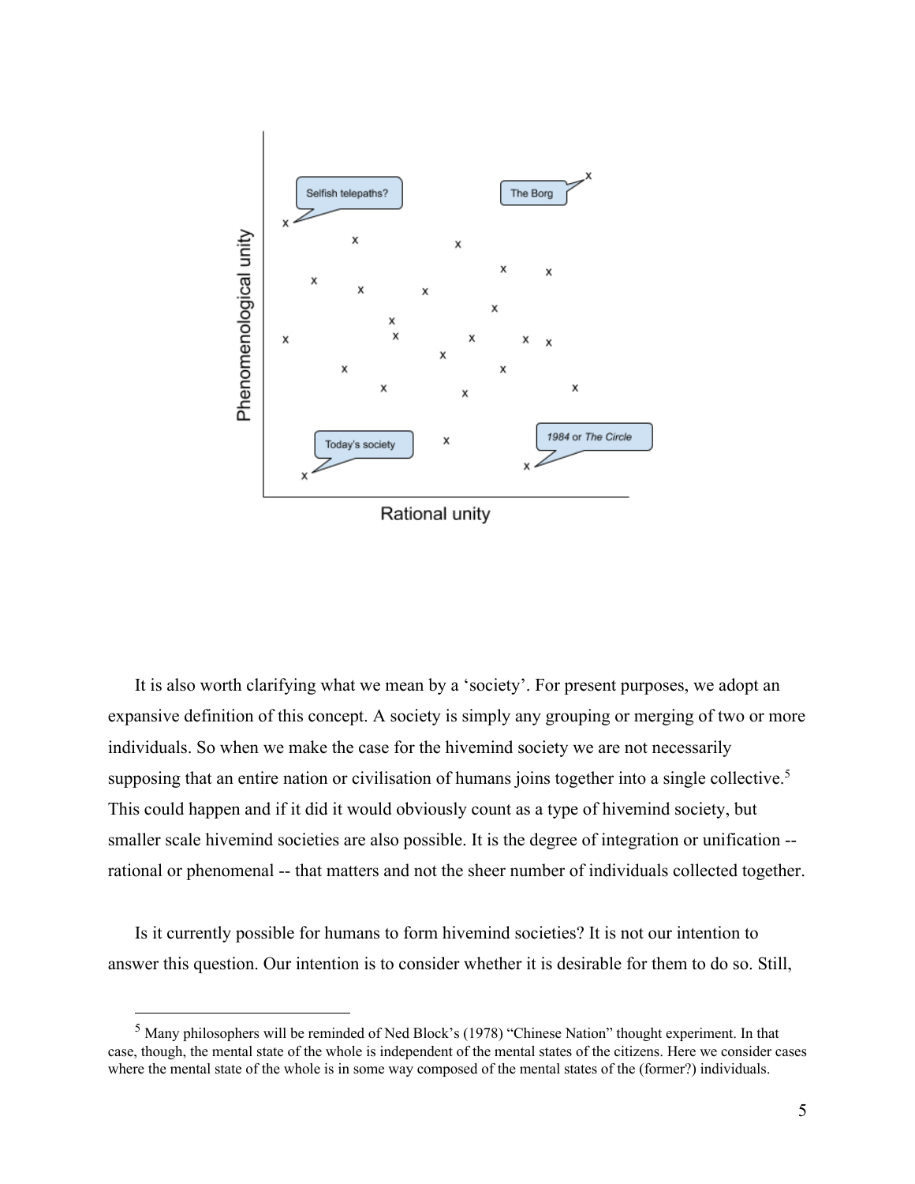It is also worth clarifying what we mean by a 'society'. For present purposes, we adopt an expansive definition of this concept. A society is simply any grouping or merging of two or more individuals. So when we make the case for the hivemind society we are not necessarily supposing that an entire nation or civilisation of humans joins together into a single collective.[5] This could happen and if it did it would obviously count as a type of hivemind society, but smaller scale hivemind societies are also possible. It is the degree of integration or unification -- rational or phenomenal -- that matters and not the sheer number of individuals collected together.

Is it currently possible for humans to form hivemind societies? It is not our intention to answer this question. Our intention is to consider whether it is desirable for them to do so. Still,

[5] Many philosophers will be reminded of Ned Block's (1978) "Chinese Nation" thought experiment. In that case, though, the mental state of the whole is independent of the mental states of the citizens. Here we consider cases where the mental state of the whole is in some way composed of the mental states of the (former?) individuals.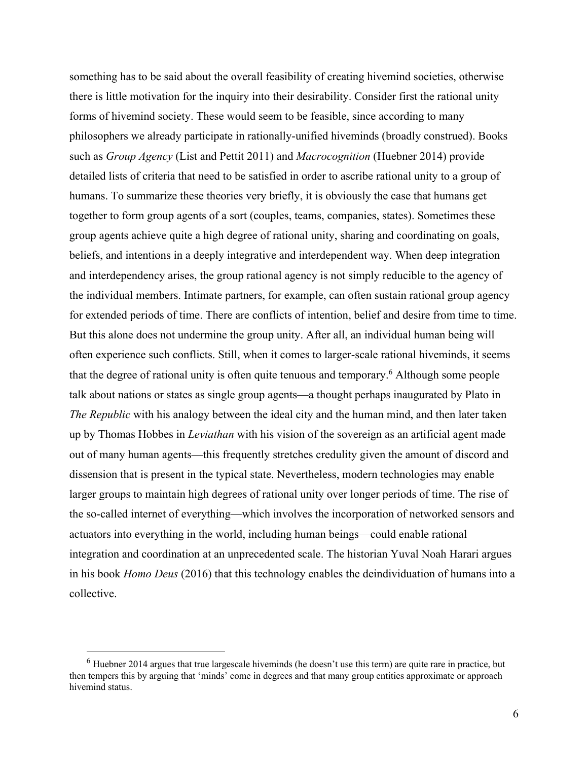something has to be said about the overall feasibility of creating hivemind societies, otherwise there is little motivation for the inquiry into their desirability. Consider first the rational unity forms of hivemind society. These would seem to be feasible, since according to many philosophers we already participate in rationally-unified hiveminds (broadly construed). Books such as *Group Agency* (List and Pettit 2011) and *Macrocognition* (Huebner 2014) provide detailed lists of criteria that need to be satisfied in order to ascribe rational unity to a group of humans. To summarize these theories very briefly, it is obviously the case that humans get together to form group agents of a sort (couples, teams, companies, states). Sometimes these group agents achieve quite a high degree of rational unity, sharing and coordinating on goals, beliefs, and intentions in a deeply integrative and interdependent way. When deep integration and interdependency arises, the group rational agency is not simply reducible to the agency of the individual members. Intimate partners, for example, can often sustain rational group agency for extended periods of time. There are conflicts of intention, belief and desire from time to time. But this alone does not undermine the group unity. After all, an individual human being will often experience such conflicts. Still, when it comes to larger-scale rational hiveminds, it seems that the degree of rational unity is often quite tenuous and temporary.[6] Although some people talk about nations or states as single group agents—a thought perhaps inaugurated by Plato in *The Republic* with his analogy between the ideal city and the human mind, and then later taken up by Thomas Hobbes in *Leviathan* with his vision of the sovereign as an artificial agent made out of many human agents—this frequently stretches credulity given the amount of discord and dissension that is present in the typical state. Nevertheless, modern technologies may enable larger groups to maintain high degrees of rational unity over longer periods of time. The rise of the so-called internet of everything—which involves the incorporation of networked sensors and actuators into everything in the world, including human beings—could enable rational integration and coordination at an unprecedented scale. The historian Yuval Noah Harari argues in his book *Homo Deus* (2016) that this technology enables the deindividuation of humans into a collective.

[6] Huebner 2014 argues that true largescale hiveminds (he doesn't use this term) are quite rare in practice, but then tempers this by arguing that 'minds' come in degrees and that many group entities approximate or approach hivemind status.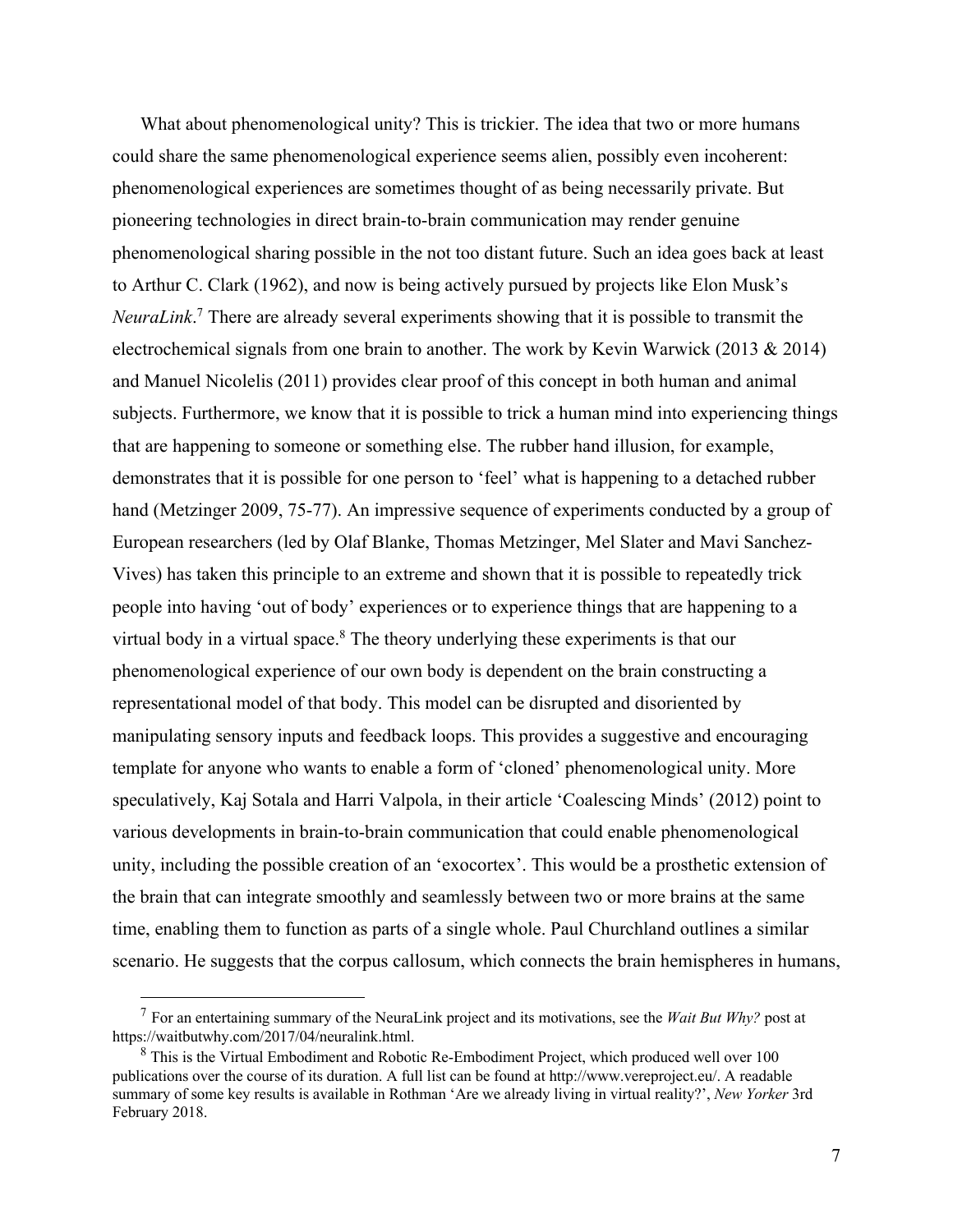What about phenomenological unity? This is trickier. The idea that two or more humans could share the same phenomenological experience seems alien, possibly even incoherent: phenomenological experiences are sometimes thought of as being necessarily private. But pioneering technologies in direct brain-to-brain communication may render genuine phenomenological sharing possible in the not too distant future. Such an idea goes back at least to Arthur C. Clark (1962), and now is being actively pursued by projects like Elon Musk's *NeuraLink*.[7] There are already several experiments showing that it is possible to transmit the electrochemical signals from one brain to another. The work by Kevin Warwick (2013 & 2014) and Manuel Nicolelis (2011) provides clear proof of this concept in both human and animal subjects. Furthermore, we know that it is possible to trick a human mind into experiencing things that are happening to someone or something else. The rubber hand illusion, for example, demonstrates that it is possible for one person to 'feel' what is happening to a detached rubber hand (Metzinger 2009, 75-77). An impressive sequence of experiments conducted by a group of European researchers (led by Olaf Blanke, Thomas Metzinger, Mel Slater and Mavi Sanchez-Vives) has taken this principle to an extreme and shown that it is possible to repeatedly trick people into having 'out of body' experiences or to experience things that are happening to a virtual body in a virtual space.[8] The theory underlying these experiments is that our phenomenological experience of our own body is dependent on the brain constructing a representational model of that body. This model can be disrupted and disoriented by manipulating sensory inputs and feedback loops. This provides a suggestive and encouraging template for anyone who wants to enable a form of 'cloned' phenomenological unity. More speculatively, Kaj Sotala and Harri Valpola, in their article 'Coalescing Minds' (2012) point to various developments in brain-to-brain communication that could enable phenomenological unity, including the possible creation of an 'exocortex'. This would be a prosthetic extension of the brain that can integrate smoothly and seamlessly between two or more brains at the same time, enabling them to function as parts of a single whole. Paul Churchland outlines a similar scenario. He suggests that the corpus callosum, which connects the brain hemispheres in humans,

---

[7] For an entertaining summary of the NeuraLink project and its motivations, see the *Wait But Why?* post at https://waitbutwhy.com/2017/04/neuralink.html.

[8] This is the Virtual Embodiment and Robotic Re-Embodiment Project, which produced well over 100 publications over the course of its duration. A full list can be found at http://www.vereproject.eu/. A readable summary of some key results is available in Rothman 'Are we already living in virtual reality?', *New Yorker* 3rd February 2018.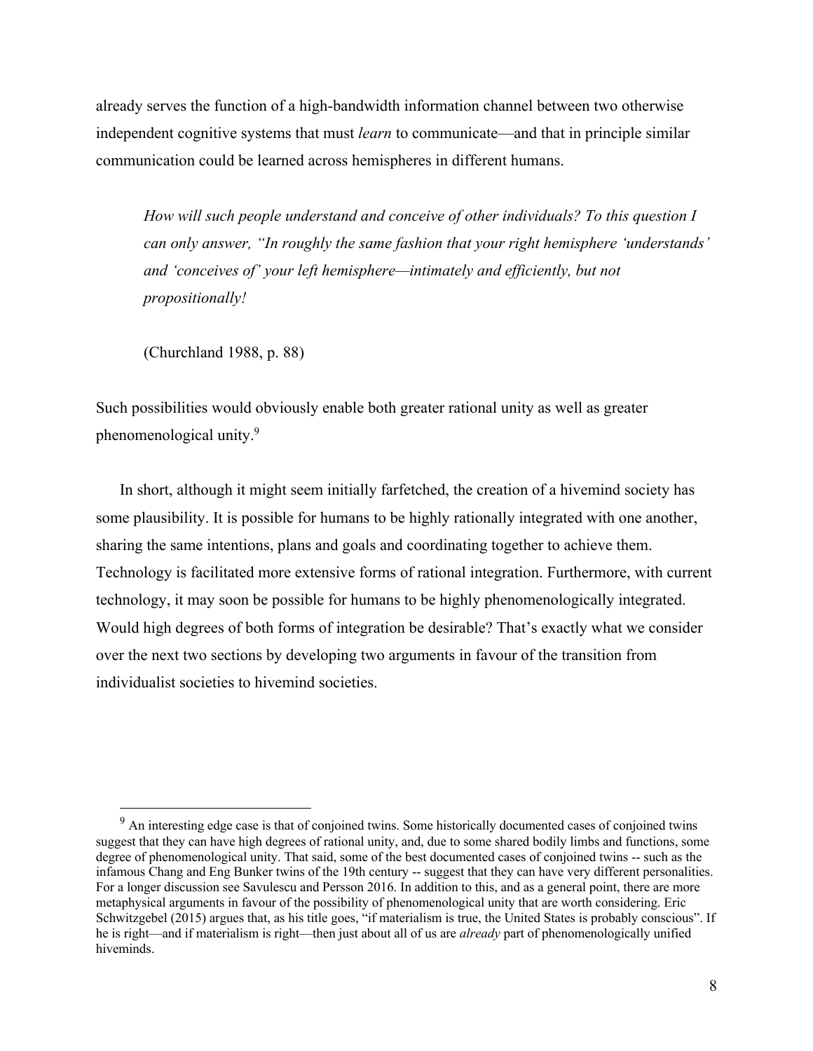already serves the function of a high-bandwidth information channel between two otherwise independent cognitive systems that must *learn* to communicate—and that in principle similar communication could be learned across hemispheres in different humans.

> *How will such people understand and conceive of other individuals? To this question I can only answer, "In roughly the same fashion that your right hemisphere 'understands' and 'conceives of' your left hemisphere—intimately and efficiently, but not propositionally!*
>
> (Churchland 1988, p. 88)

Such possibilities would obviously enable both greater rational unity as well as greater phenomenological unity.[9]

In short, although it might seem initially farfetched, the creation of a hivemind society has some plausibility. It is possible for humans to be highly rationally integrated with one another, sharing the same intentions, plans and goals and coordinating together to achieve them. Technology is facilitated more extensive forms of rational integration. Furthermore, with current technology, it may soon be possible for humans to be highly phenomenologically integrated. Would high degrees of both forms of integration be desirable? That's exactly what we consider over the next two sections by developing two arguments in favour of the transition from individualist societies to hivemind societies.

---

[9] An interesting edge case is that of conjoined twins. Some historically documented cases of conjoined twins suggest that they can have high degrees of rational unity, and, due to some shared bodily limbs and functions, some degree of phenomenological unity. That said, some of the best documented cases of conjoined twins -- such as the infamous Chang and Eng Bunker twins of the 19th century -- suggest that they can have very different personalities. For a longer discussion see Savulescu and Persson 2016. In addition to this, and as a general point, there are more metaphysical arguments in favour of the possibility of phenomenological unity that are worth considering. Eric Schwitzgebel (2015) argues that, as his title goes, "if materialism is true, the United States is probably conscious". If he is right—and if materialism is right—then just about all of us are *already* part of phenomenologically unified hiveminds.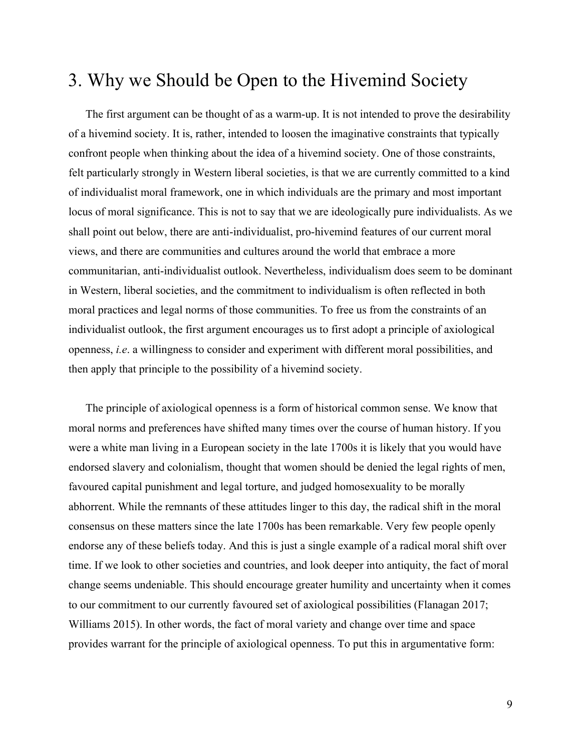## 3. Why we Should be Open to the Hivemind Society

The first argument can be thought of as a warm-up. It is not intended to prove the desirability of a hivemind society. It is, rather, intended to loosen the imaginative constraints that typically confront people when thinking about the idea of a hivemind society. One of those constraints, felt particularly strongly in Western liberal societies, is that we are currently committed to a kind of individualist moral framework, one in which individuals are the primary and most important locus of moral significance. This is not to say that we are ideologically pure individualists. As we shall point out below, there are anti-individualist, pro-hivemind features of our current moral views, and there are communities and cultures around the world that embrace a more communitarian, anti-individualist outlook. Nevertheless, individualism does seem to be dominant in Western, liberal societies, and the commitment to individualism is often reflected in both moral practices and legal norms of those communities. To free us from the constraints of an individualist outlook, the first argument encourages us to first adopt a principle of axiological openness, *i.e*. a willingness to consider and experiment with different moral possibilities, and then apply that principle to the possibility of a hivemind society.

The principle of axiological openness is a form of historical common sense. We know that moral norms and preferences have shifted many times over the course of human history. If you were a white man living in a European society in the late 1700s it is likely that you would have endorsed slavery and colonialism, thought that women should be denied the legal rights of men, favoured capital punishment and legal torture, and judged homosexuality to be morally abhorrent. While the remnants of these attitudes linger to this day, the radical shift in the moral consensus on these matters since the late 1700s has been remarkable. Very few people openly endorse any of these beliefs today. And this is just a single example of a radical moral shift over time. If we look to other societies and countries, and look deeper into antiquity, the fact of moral change seems undeniable. This should encourage greater humility and uncertainty when it comes to our commitment to our currently favoured set of axiological possibilities (Flanagan 2017; Williams 2015). In other words, the fact of moral variety and change over time and space provides warrant for the principle of axiological openness. To put this in argumentative form: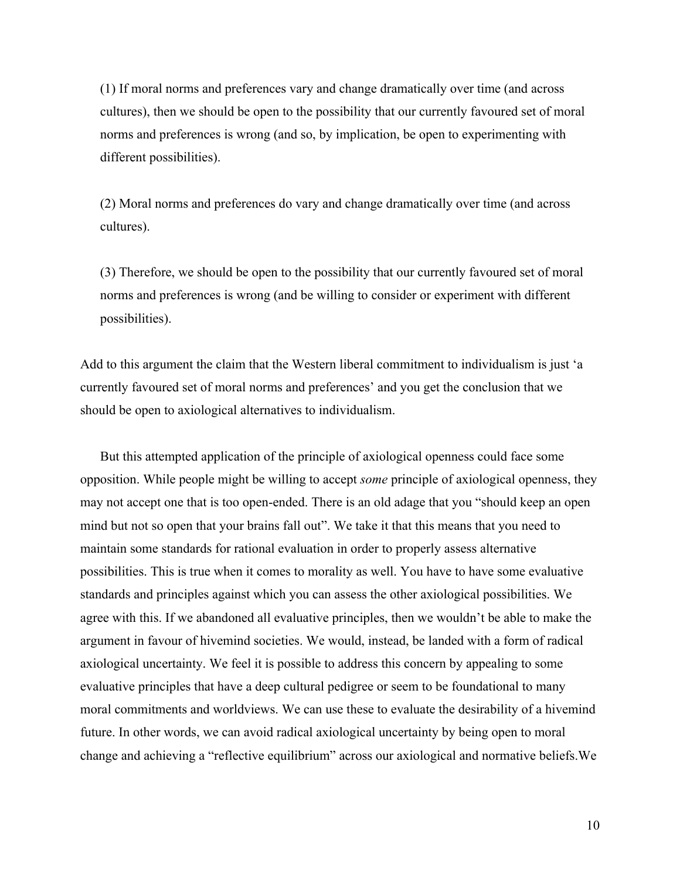> (1) If moral norms and preferences vary and change dramatically over time (and across cultures), then we should be open to the possibility that our currently favoured set of moral norms and preferences is wrong (and so, by implication, be open to experimenting with different possibilities).
>
> (2) Moral norms and preferences do vary and change dramatically over time (and across cultures).
>
> (3) Therefore, we should be open to the possibility that our currently favoured set of moral norms and preferences is wrong (and be willing to consider or experiment with different possibilities).

Add to this argument the claim that the Western liberal commitment to individualism is just 'a currently favoured set of moral norms and preferences' and you get the conclusion that we should be open to axiological alternatives to individualism.

But this attempted application of the principle of axiological openness could face some opposition. While people might be willing to accept *some* principle of axiological openness, they may not accept one that is too open-ended. There is an old adage that you "should keep an open mind but not so open that your brains fall out". We take it that this means that you need to maintain some standards for rational evaluation in order to properly assess alternative possibilities. This is true when it comes to morality as well. You have to have some evaluative standards and principles against which you can assess the other axiological possibilities. We agree with this. If we abandoned all evaluative principles, then we wouldn't be able to make the argument in favour of hivemind societies. We would, instead, be landed with a form of radical axiological uncertainty. We feel it is possible to address this concern by appealing to some evaluative principles that have a deep cultural pedigree or seem to be foundational to many moral commitments and worldviews. We can use these to evaluate the desirability of a hivemind future. In other words, we can avoid radical axiological uncertainty by being open to moral change and achieving a "reflective equilibrium" across our axiological and normative beliefs.We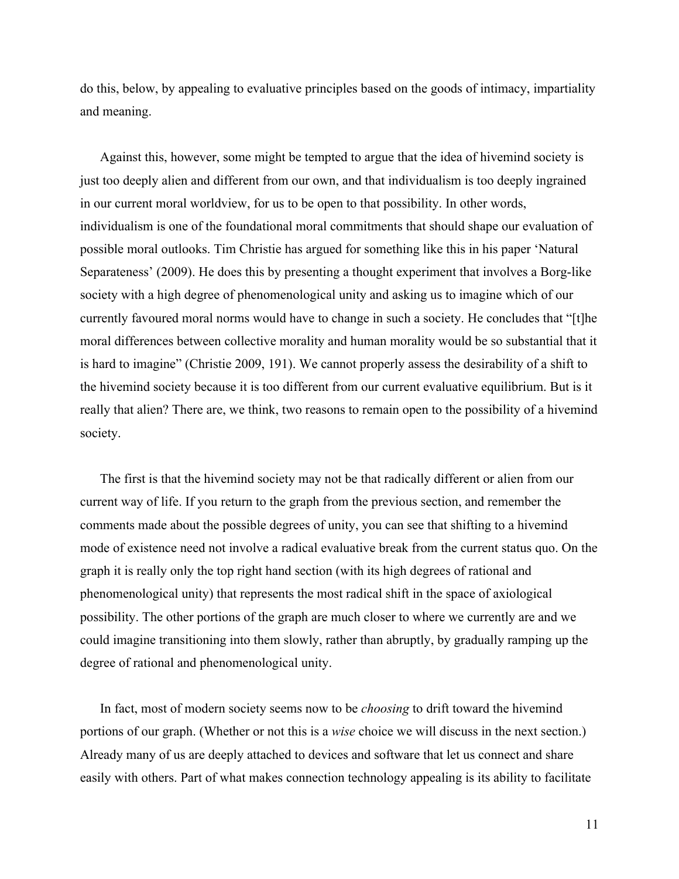do this, below, by appealing to evaluative principles based on the goods of intimacy, impartiality and meaning.

Against this, however, some might be tempted to argue that the idea of hivemind society is just too deeply alien and different from our own, and that individualism is too deeply ingrained in our current moral worldview, for us to be open to that possibility. In other words, individualism is one of the foundational moral commitments that should shape our evaluation of possible moral outlooks. Tim Christie has argued for something like this in his paper 'Natural Separateness' (2009). He does this by presenting a thought experiment that involves a Borg-like society with a high degree of phenomenological unity and asking us to imagine which of our currently favoured moral norms would have to change in such a society. He concludes that "[t]he moral differences between collective morality and human morality would be so substantial that it is hard to imagine" (Christie 2009, 191). We cannot properly assess the desirability of a shift to the hivemind society because it is too different from our current evaluative equilibrium. But is it really that alien? There are, we think, two reasons to remain open to the possibility of a hivemind society.

The first is that the hivemind society may not be that radically different or alien from our current way of life. If you return to the graph from the previous section, and remember the comments made about the possible degrees of unity, you can see that shifting to a hivemind mode of existence need not involve a radical evaluative break from the current status quo. On the graph it is really only the top right hand section (with its high degrees of rational and phenomenological unity) that represents the most radical shift in the space of axiological possibility. The other portions of the graph are much closer to where we currently are and we could imagine transitioning into them slowly, rather than abruptly, by gradually ramping up the degree of rational and phenomenological unity.

In fact, most of modern society seems now to be *choosing* to drift toward the hivemind portions of our graph. (Whether or not this is a *wise* choice we will discuss in the next section.) Already many of us are deeply attached to devices and software that let us connect and share easily with others. Part of what makes connection technology appealing is its ability to facilitate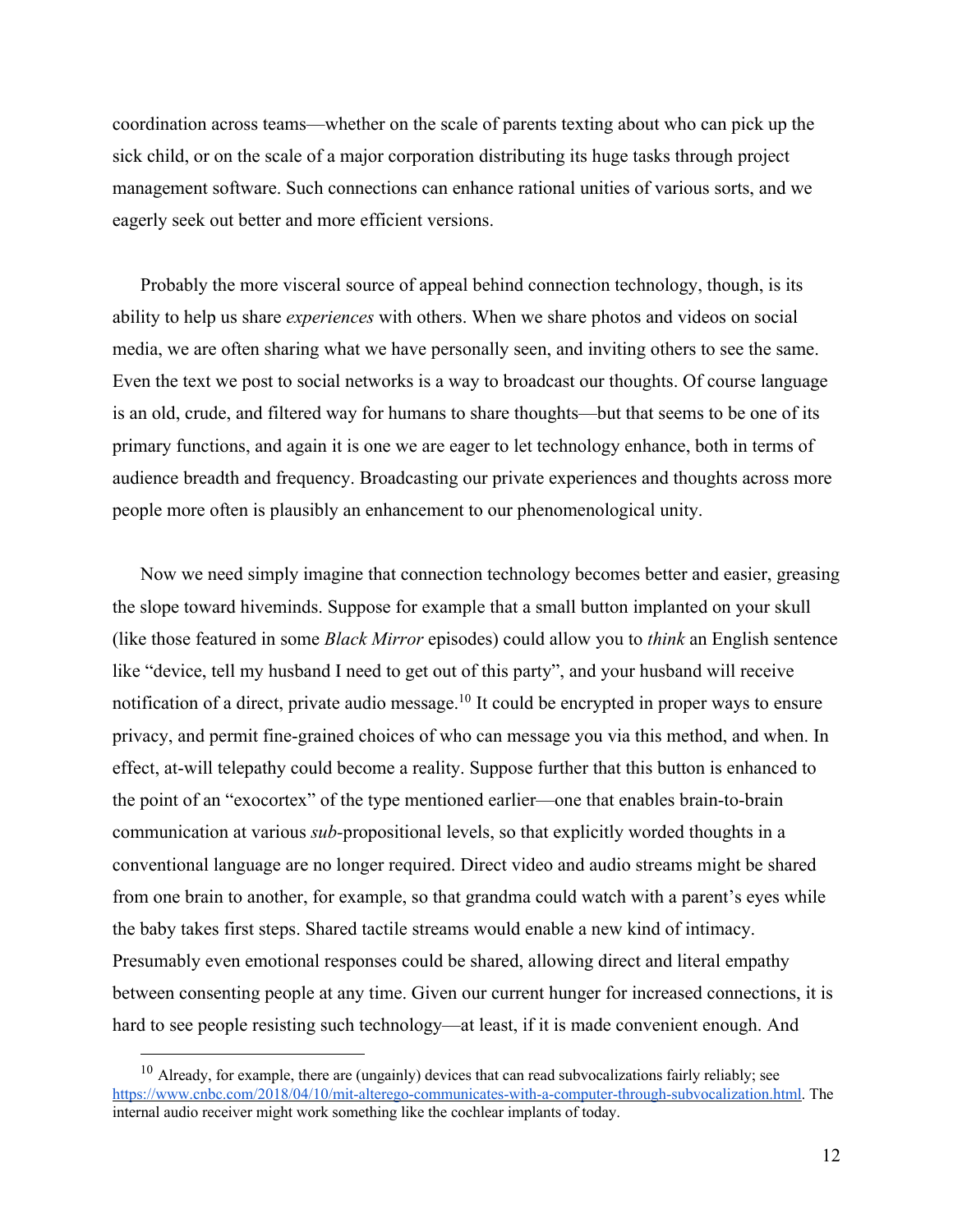coordination across teams—whether on the scale of parents texting about who can pick up the sick child, or on the scale of a major corporation distributing its huge tasks through project management software. Such connections can enhance rational unities of various sorts, and we eagerly seek out better and more efficient versions.

Probably the more visceral source of appeal behind connection technology, though, is its ability to help us share *experiences* with others. When we share photos and videos on social media, we are often sharing what we have personally seen, and inviting others to see the same. Even the text we post to social networks is a way to broadcast our thoughts. Of course language is an old, crude, and filtered way for humans to share thoughts—but that seems to be one of its primary functions, and again it is one we are eager to let technology enhance, both in terms of audience breadth and frequency. Broadcasting our private experiences and thoughts across more people more often is plausibly an enhancement to our phenomenological unity.

Now we need simply imagine that connection technology becomes better and easier, greasing the slope toward hiveminds. Suppose for example that a small button implanted on your skull (like those featured in some *Black Mirror* episodes) could allow you to *think* an English sentence like "device, tell my husband I need to get out of this party", and your husband will receive notification of a direct, private audio message.[10] It could be encrypted in proper ways to ensure privacy, and permit fine-grained choices of who can message you via this method, and when. In effect, at-will telepathy could become a reality. Suppose further that this button is enhanced to the point of an "exocortex" of the type mentioned earlier—one that enables brain-to-brain communication at various *sub*-propositional levels, so that explicitly worded thoughts in a conventional language are no longer required. Direct video and audio streams might be shared from one brain to another, for example, so that grandma could watch with a parent's eyes while the baby takes first steps. Shared tactile streams would enable a new kind of intimacy. Presumably even emotional responses could be shared, allowing direct and literal empathy between consenting people at any time. Given our current hunger for increased connections, it is hard to see people resisting such technology—at least, if it is made convenient enough. And

[10] Already, for example, there are (ungainly) devices that can read subvocalizations fairly reliably; see https://www.cnbc.com/2018/04/10/mit-alterego-communicates-with-a-computer-through-subvocalization.html. The internal audio receiver might work something like the cochlear implants of today.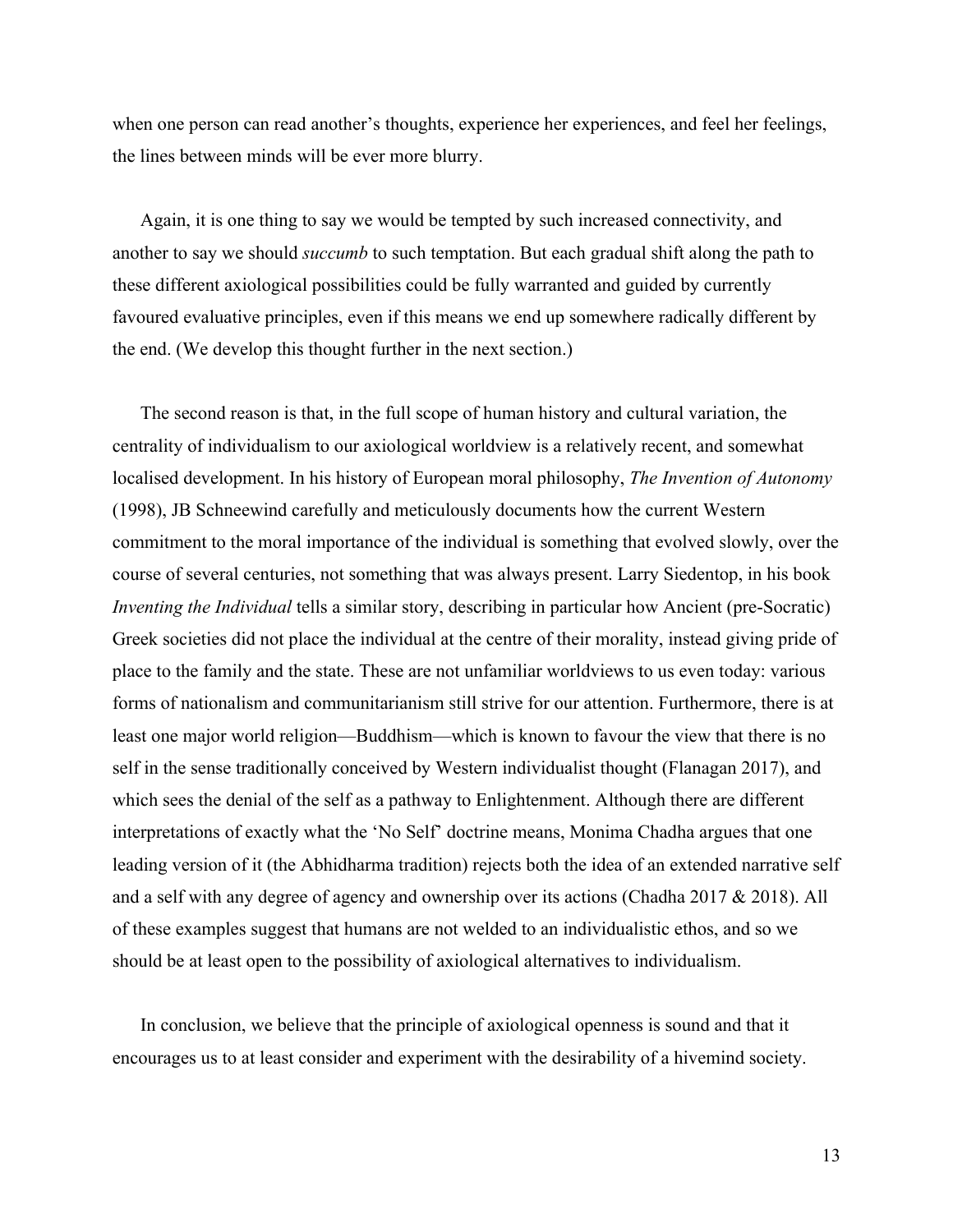when one person can read another's thoughts, experience her experiences, and feel her feelings, the lines between minds will be ever more blurry.

Again, it is one thing to say we would be tempted by such increased connectivity, and another to say we should *succumb* to such temptation. But each gradual shift along the path to these different axiological possibilities could be fully warranted and guided by currently favoured evaluative principles, even if this means we end up somewhere radically different by the end. (We develop this thought further in the next section.)

The second reason is that, in the full scope of human history and cultural variation, the centrality of individualism to our axiological worldview is a relatively recent, and somewhat localised development. In his history of European moral philosophy, *The Invention of Autonomy* (1998), JB Schneewind carefully and meticulously documents how the current Western commitment to the moral importance of the individual is something that evolved slowly, over the course of several centuries, not something that was always present. Larry Siedentop, in his book *Inventing the Individual* tells a similar story, describing in particular how Ancient (pre-Socratic) Greek societies did not place the individual at the centre of their morality, instead giving pride of place to the family and the state. These are not unfamiliar worldviews to us even today: various forms of nationalism and communitarianism still strive for our attention. Furthermore, there is at least one major world religion—Buddhism—which is known to favour the view that there is no self in the sense traditionally conceived by Western individualist thought (Flanagan 2017), and which sees the denial of the self as a pathway to Enlightenment. Although there are different interpretations of exactly what the 'No Self' doctrine means, Monima Chadha argues that one leading version of it (the Abhidharma tradition) rejects both the idea of an extended narrative self and a self with any degree of agency and ownership over its actions (Chadha 2017 & 2018). All of these examples suggest that humans are not welded to an individualistic ethos, and so we should be at least open to the possibility of axiological alternatives to individualism.

In conclusion, we believe that the principle of axiological openness is sound and that it encourages us to at least consider and experiment with the desirability of a hivemind society.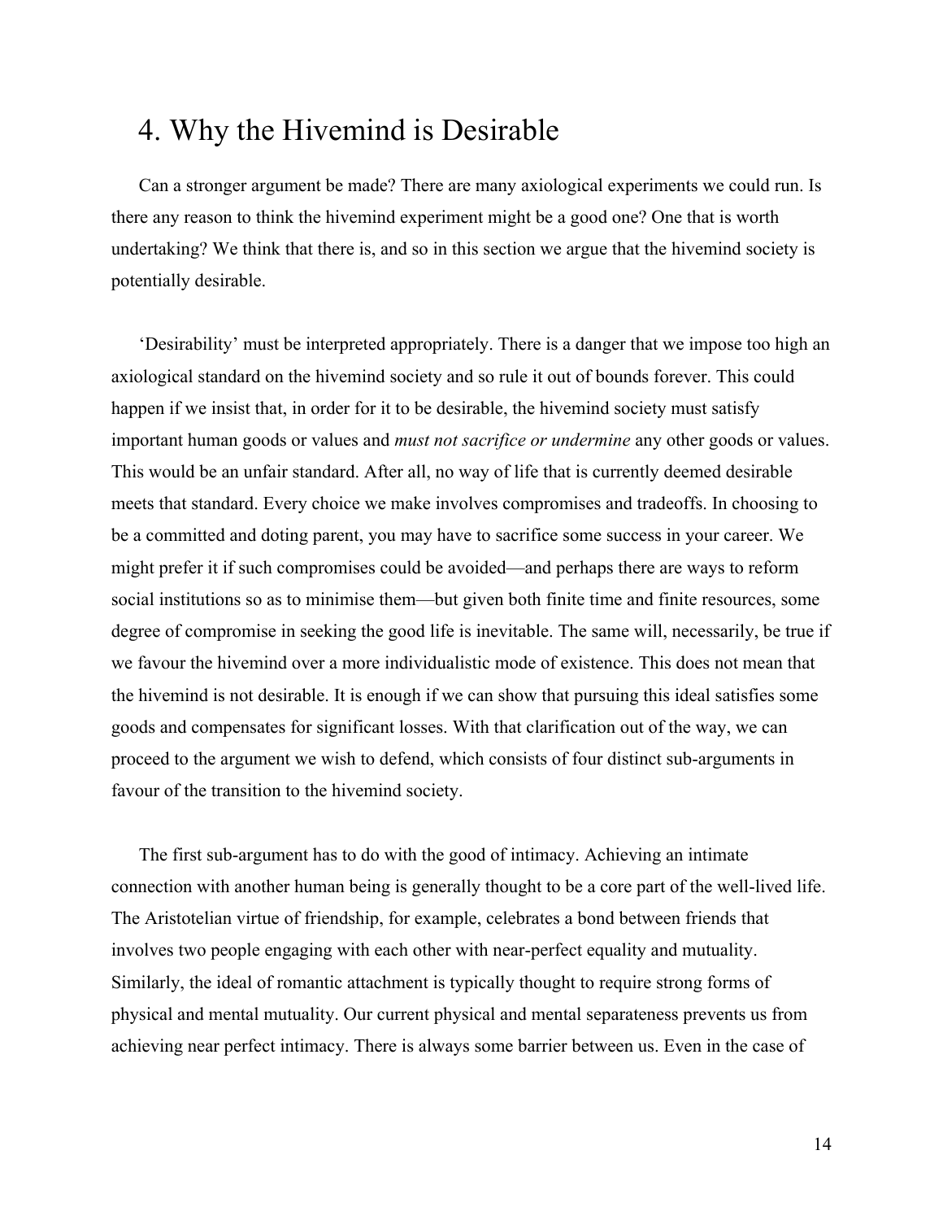## 4. Why the Hivemind is Desirable

Can a stronger argument be made? There are many axiological experiments we could run. Is there any reason to think the hivemind experiment might be a good one? One that is worth undertaking? We think that there is, and so in this section we argue that the hivemind society is potentially desirable.

'Desirability' must be interpreted appropriately. There is a danger that we impose too high an axiological standard on the hivemind society and so rule it out of bounds forever. This could happen if we insist that, in order for it to be desirable, the hivemind society must satisfy important human goods or values and *must not sacrifice or undermine* any other goods or values. This would be an unfair standard. After all, no way of life that is currently deemed desirable meets that standard. Every choice we make involves compromises and tradeoffs. In choosing to be a committed and doting parent, you may have to sacrifice some success in your career. We might prefer it if such compromises could be avoided—and perhaps there are ways to reform social institutions so as to minimise them—but given both finite time and finite resources, some degree of compromise in seeking the good life is inevitable. The same will, necessarily, be true if we favour the hivemind over a more individualistic mode of existence. This does not mean that the hivemind is not desirable. It is enough if we can show that pursuing this ideal satisfies some goods and compensates for significant losses. With that clarification out of the way, we can proceed to the argument we wish to defend, which consists of four distinct sub-arguments in favour of the transition to the hivemind society.

The first sub-argument has to do with the good of intimacy. Achieving an intimate connection with another human being is generally thought to be a core part of the well-lived life. The Aristotelian virtue of friendship, for example, celebrates a bond between friends that involves two people engaging with each other with near-perfect equality and mutuality. Similarly, the ideal of romantic attachment is typically thought to require strong forms of physical and mental mutuality. Our current physical and mental separateness prevents us from achieving near perfect intimacy. There is always some barrier between us. Even in the case of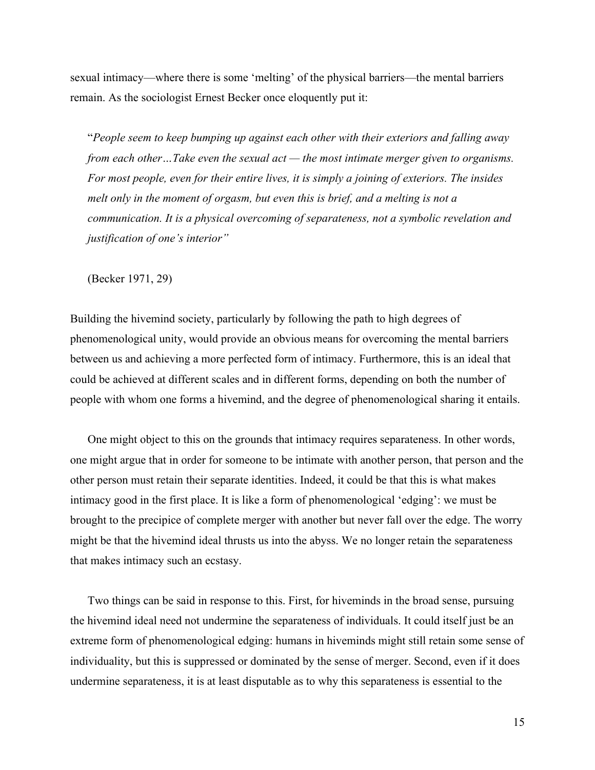sexual intimacy—where there is some 'melting' of the physical barriers—the mental barriers remain. As the sociologist Ernest Becker once eloquently put it:

> "*People seem to keep bumping up against each other with their exteriors and falling away from each other…Take even the sexual act — the most intimate merger given to organisms. For most people, even for their entire lives, it is simply a joining of exteriors. The insides melt only in the moment of orgasm, but even this is brief, and a melting is not a communication. It is a physical overcoming of separateness, not a symbolic revelation and justification of one's interior"*
>
> (Becker 1971, 29)

Building the hivemind society, particularly by following the path to high degrees of phenomenological unity, would provide an obvious means for overcoming the mental barriers between us and achieving a more perfected form of intimacy. Furthermore, this is an ideal that could be achieved at different scales and in different forms, depending on both the number of people with whom one forms a hivemind, and the degree of phenomenological sharing it entails.

One might object to this on the grounds that intimacy requires separateness. In other words, one might argue that in order for someone to be intimate with another person, that person and the other person must retain their separate identities. Indeed, it could be that this is what makes intimacy good in the first place. It is like a form of phenomenological 'edging': we must be brought to the precipice of complete merger with another but never fall over the edge. The worry might be that the hivemind ideal thrusts us into the abyss. We no longer retain the separateness that makes intimacy such an ecstasy.

Two things can be said in response to this. First, for hiveminds in the broad sense, pursuing the hivemind ideal need not undermine the separateness of individuals. It could itself just be an extreme form of phenomenological edging: humans in hiveminds might still retain some sense of individuality, but this is suppressed or dominated by the sense of merger. Second, even if it does undermine separateness, it is at least disputable as to why this separateness is essential to the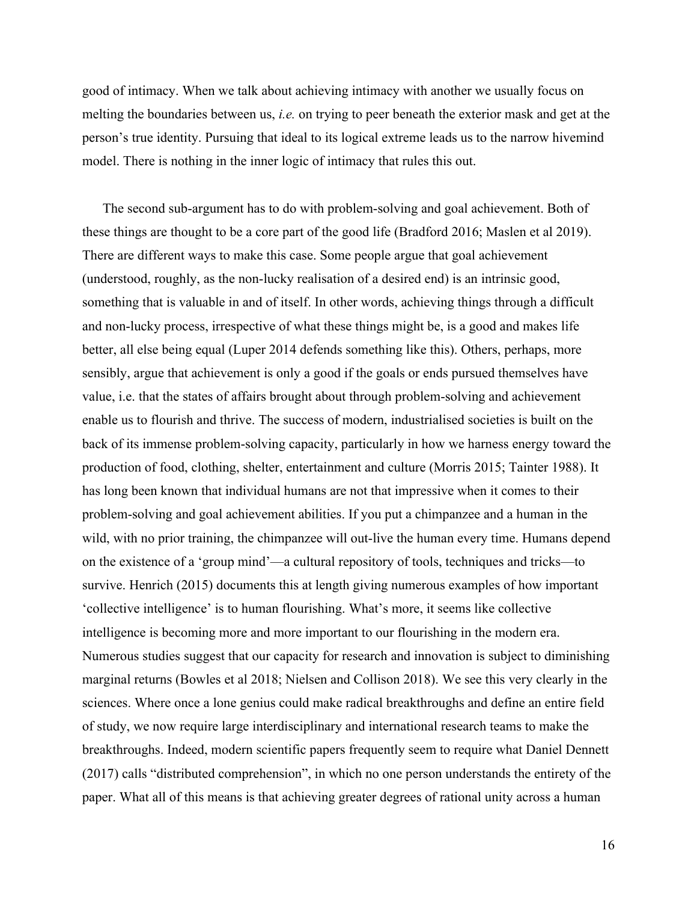good of intimacy. When we talk about achieving intimacy with another we usually focus on melting the boundaries between us, *i.e.* on trying to peer beneath the exterior mask and get at the person's true identity. Pursuing that ideal to its logical extreme leads us to the narrow hivemind model. There is nothing in the inner logic of intimacy that rules this out.

The second sub-argument has to do with problem-solving and goal achievement. Both of these things are thought to be a core part of the good life (Bradford 2016; Maslen et al 2019). There are different ways to make this case. Some people argue that goal achievement (understood, roughly, as the non-lucky realisation of a desired end) is an intrinsic good, something that is valuable in and of itself. In other words, achieving things through a difficult and non-lucky process, irrespective of what these things might be, is a good and makes life better, all else being equal (Luper 2014 defends something like this). Others, perhaps, more sensibly, argue that achievement is only a good if the goals or ends pursued themselves have value, i.e. that the states of affairs brought about through problem-solving and achievement enable us to flourish and thrive. The success of modern, industrialised societies is built on the back of its immense problem-solving capacity, particularly in how we harness energy toward the production of food, clothing, shelter, entertainment and culture (Morris 2015; Tainter 1988). It has long been known that individual humans are not that impressive when it comes to their problem-solving and goal achievement abilities. If you put a chimpanzee and a human in the wild, with no prior training, the chimpanzee will out-live the human every time. Humans depend on the existence of a 'group mind'—a cultural repository of tools, techniques and tricks—to survive. Henrich (2015) documents this at length giving numerous examples of how important 'collective intelligence' is to human flourishing. What's more, it seems like collective intelligence is becoming more and more important to our flourishing in the modern era. Numerous studies suggest that our capacity for research and innovation is subject to diminishing marginal returns (Bowles et al 2018; Nielsen and Collison 2018). We see this very clearly in the sciences. Where once a lone genius could make radical breakthroughs and define an entire field of study, we now require large interdisciplinary and international research teams to make the breakthroughs. Indeed, modern scientific papers frequently seem to require what Daniel Dennett (2017) calls "distributed comprehension", in which no one person understands the entirety of the paper. What all of this means is that achieving greater degrees of rational unity across a human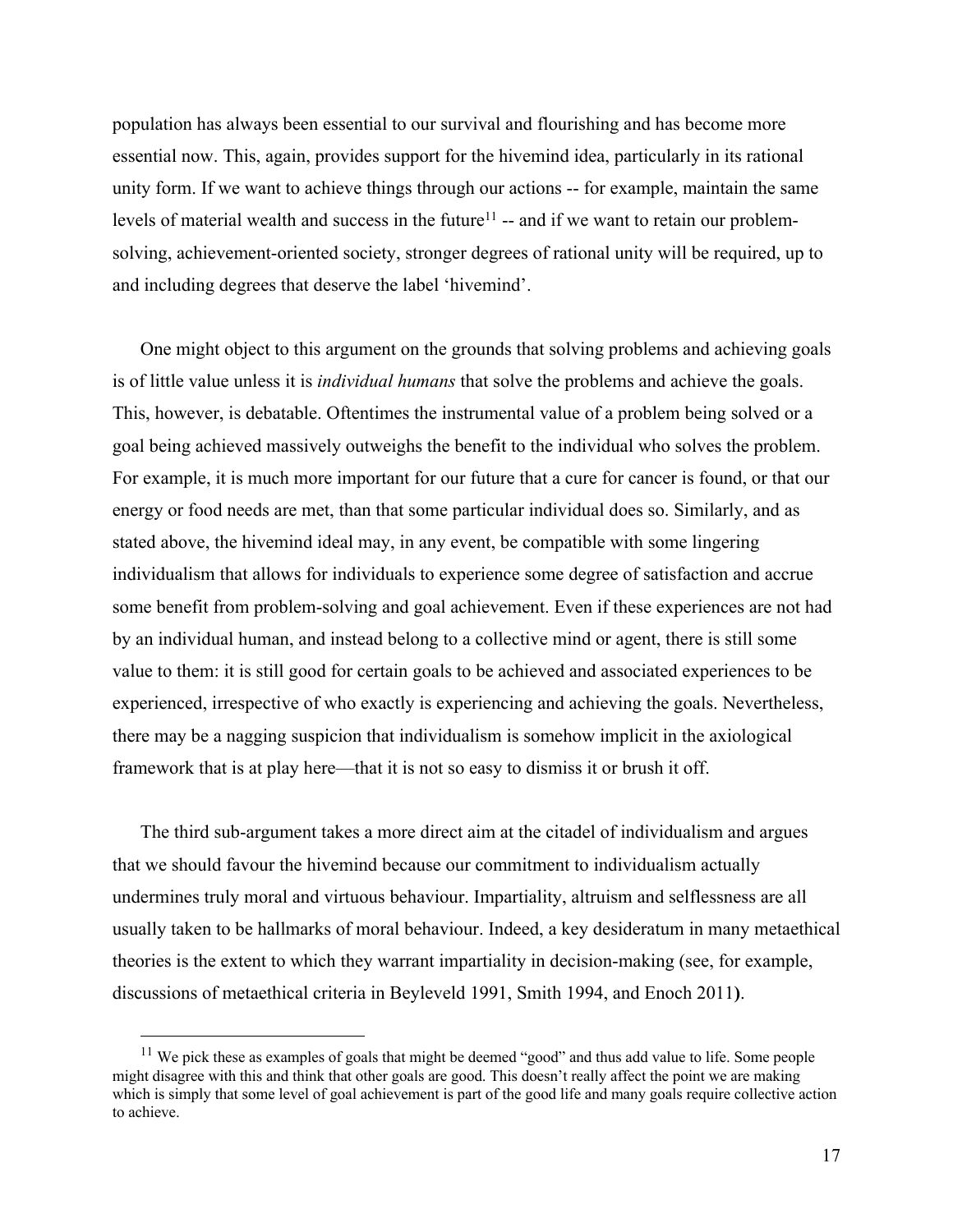population has always been essential to our survival and flourishing and has become more essential now. This, again, provides support for the hivemind idea, particularly in its rational unity form. If we want to achieve things through our actions -- for example, maintain the same levels of material wealth and success in the future[11] -- and if we want to retain our problem-solving, achievement-oriented society, stronger degrees of rational unity will be required, up to and including degrees that deserve the label 'hivemind'.

One might object to this argument on the grounds that solving problems and achieving goals is of little value unless it is *individual humans* that solve the problems and achieve the goals. This, however, is debatable. Oftentimes the instrumental value of a problem being solved or a goal being achieved massively outweighs the benefit to the individual who solves the problem. For example, it is much more important for our future that a cure for cancer is found, or that our energy or food needs are met, than that some particular individual does so. Similarly, and as stated above, the hivemind ideal may, in any event, be compatible with some lingering individualism that allows for individuals to experience some degree of satisfaction and accrue some benefit from problem-solving and goal achievement. Even if these experiences are not had by an individual human, and instead belong to a collective mind or agent, there is still some value to them: it is still good for certain goals to be achieved and associated experiences to be experienced, irrespective of who exactly is experiencing and achieving the goals. Nevertheless, there may be a nagging suspicion that individualism is somehow implicit in the axiological framework that is at play here—that it is not so easy to dismiss it or brush it off.

The third sub-argument takes a more direct aim at the citadel of individualism and argues that we should favour the hivemind because our commitment to individualism actually undermines truly moral and virtuous behaviour. Impartiality, altruism and selflessness are all usually taken to be hallmarks of moral behaviour. Indeed, a key desideratum in many metaethical theories is the extent to which they warrant impartiality in decision-making (see, for example, discussions of metaethical criteria in Beyleveld 1991, Smith 1994, and Enoch 2011**)**.

[11] We pick these as examples of goals that might be deemed "good" and thus add value to life. Some people might disagree with this and think that other goals are good. This doesn't really affect the point we are making which is simply that some level of goal achievement is part of the good life and many goals require collective action to achieve.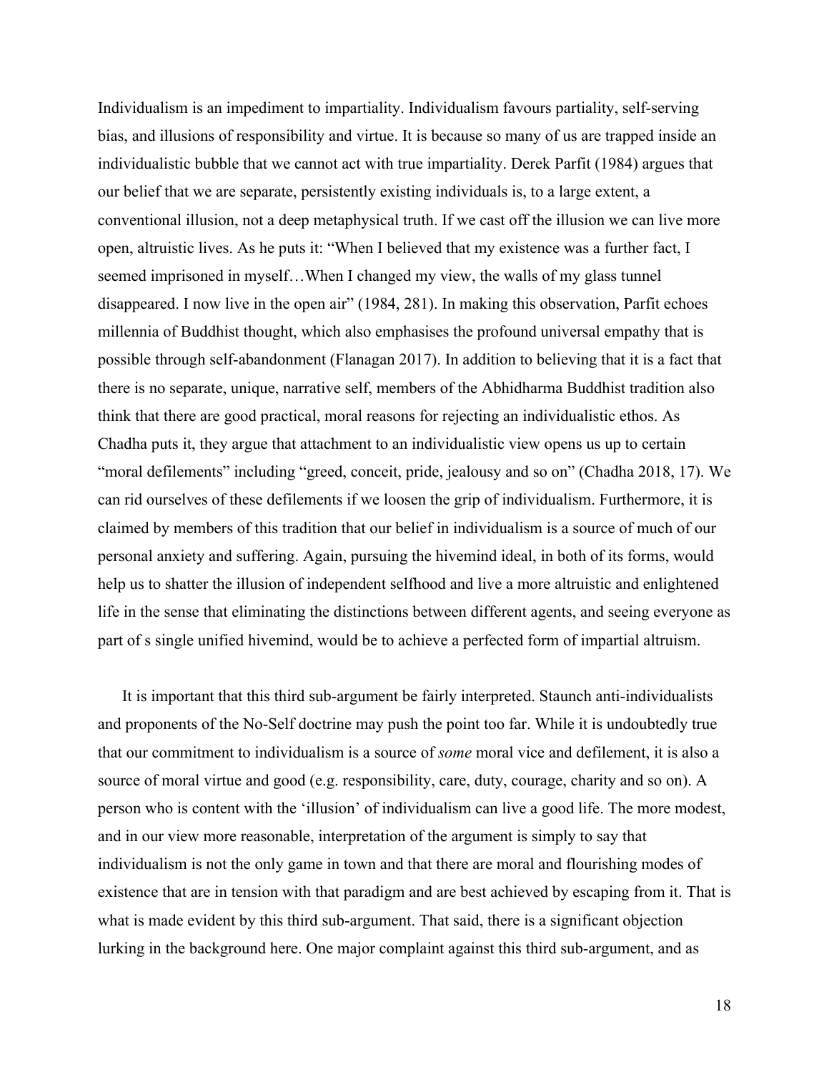Individualism is an impediment to impartiality. Individualism favours partiality, self-serving bias, and illusions of responsibility and virtue. It is because so many of us are trapped inside an individualistic bubble that we cannot act with true impartiality. Derek Parfit (1984) argues that our belief that we are separate, persistently existing individuals is, to a large extent, a conventional illusion, not a deep metaphysical truth. If we cast off the illusion we can live more open, altruistic lives. As he puts it: "When I believed that my existence was a further fact, I seemed imprisoned in myself…When I changed my view, the walls of my glass tunnel disappeared. I now live in the open air" (1984, 281). In making this observation, Parfit echoes millennia of Buddhist thought, which also emphasises the profound universal empathy that is possible through self-abandonment (Flanagan 2017). In addition to believing that it is a fact that there is no separate, unique, narrative self, members of the Abhidharma Buddhist tradition also think that there are good practical, moral reasons for rejecting an individualistic ethos. As Chadha puts it, they argue that attachment to an individualistic view opens us up to certain "moral defilements" including "greed, conceit, pride, jealousy and so on" (Chadha 2018, 17). We can rid ourselves of these defilements if we loosen the grip of individualism. Furthermore, it is claimed by members of this tradition that our belief in individualism is a source of much of our personal anxiety and suffering. Again, pursuing the hivemind ideal, in both of its forms, would help us to shatter the illusion of independent selfhood and live a more altruistic and enlightened life in the sense that eliminating the distinctions between different agents, and seeing everyone as part of s single unified hivemind, would be to achieve a perfected form of impartial altruism.

It is important that this third sub-argument be fairly interpreted. Staunch anti-individualists and proponents of the No-Self doctrine may push the point too far. While it is undoubtedly true that our commitment to individualism is a source of *some* moral vice and defilement, it is also a source of moral virtue and good (e.g. responsibility, care, duty, courage, charity and so on). A person who is content with the 'illusion' of individualism can live a good life. The more modest, and in our view more reasonable, interpretation of the argument is simply to say that individualism is not the only game in town and that there are moral and flourishing modes of existence that are in tension with that paradigm and are best achieved by escaping from it. That is what is made evident by this third sub-argument. That said, there is a significant objection lurking in the background here. One major complaint against this third sub-argument, and as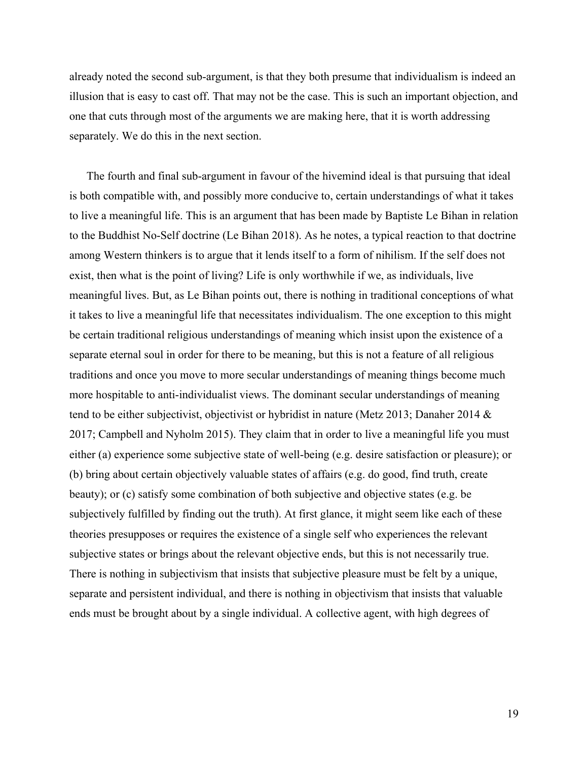already noted the second sub-argument, is that they both presume that individualism is indeed an illusion that is easy to cast off. That may not be the case. This is such an important objection, and one that cuts through most of the arguments we are making here, that it is worth addressing separately. We do this in the next section.

The fourth and final sub-argument in favour of the hivemind ideal is that pursuing that ideal is both compatible with, and possibly more conducive to, certain understandings of what it takes to live a meaningful life. This is an argument that has been made by Baptiste Le Bihan in relation to the Buddhist No-Self doctrine (Le Bihan 2018). As he notes, a typical reaction to that doctrine among Western thinkers is to argue that it lends itself to a form of nihilism. If the self does not exist, then what is the point of living? Life is only worthwhile if we, as individuals, live meaningful lives. But, as Le Bihan points out, there is nothing in traditional conceptions of what it takes to live a meaningful life that necessitates individualism. The one exception to this might be certain traditional religious understandings of meaning which insist upon the existence of a separate eternal soul in order for there to be meaning, but this is not a feature of all religious traditions and once you move to more secular understandings of meaning things become much more hospitable to anti-individualist views. The dominant secular understandings of meaning tend to be either subjectivist, objectivist or hybridist in nature (Metz 2013; Danaher 2014 & 2017; Campbell and Nyholm 2015). They claim that in order to live a meaningful life you must either (a) experience some subjective state of well-being (e.g. desire satisfaction or pleasure); or (b) bring about certain objectively valuable states of affairs (e.g. do good, find truth, create beauty); or (c) satisfy some combination of both subjective and objective states (e.g. be subjectively fulfilled by finding out the truth). At first glance, it might seem like each of these theories presupposes or requires the existence of a single self who experiences the relevant subjective states or brings about the relevant objective ends, but this is not necessarily true. There is nothing in subjectivism that insists that subjective pleasure must be felt by a unique, separate and persistent individual, and there is nothing in objectivism that insists that valuable ends must be brought about by a single individual. A collective agent, with high degrees of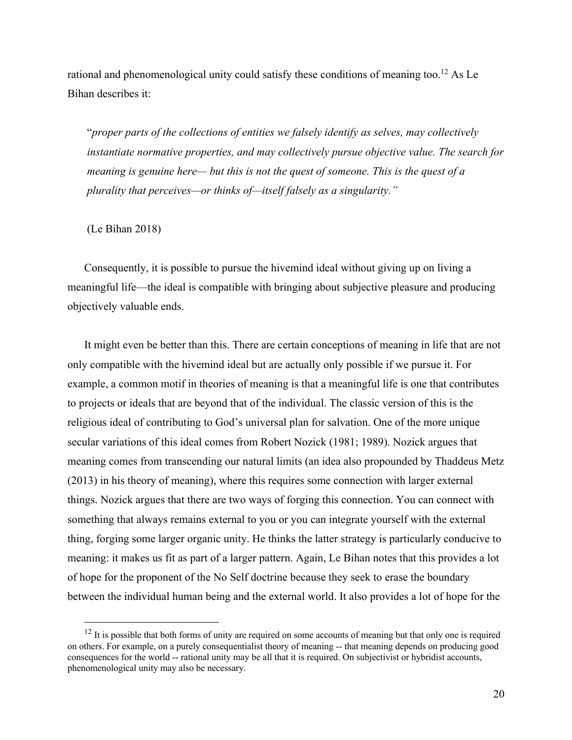rational and phenomenological unity could satisfy these conditions of meaning too.[12] As Le Bihan describes it:

> "*proper parts of the collections of entities we falsely identify as selves, may collectively instantiate normative properties, and may collectively pursue objective value. The search for meaning is genuine here— but this is not the quest of someone. This is the quest of a plurality that perceives—or thinks of—itself falsely as a singularity.*"
>
> (Le Bihan 2018)

Consequently, it is possible to pursue the hivemind ideal without giving up on living a meaningful life—the ideal is compatible with bringing about subjective pleasure and producing objectively valuable ends.

It might even be better than this. There are certain conceptions of meaning in life that are not only compatible with the hivemind ideal but are actually only possible if we pursue it. For example, a common motif in theories of meaning is that a meaningful life is one that contributes to projects or ideals that are beyond that of the individual. The classic version of this is the religious ideal of contributing to God's universal plan for salvation. One of the more unique secular variations of this ideal comes from Robert Nozick (1981; 1989). Nozick argues that meaning comes from transcending our natural limits (an idea also propounded by Thaddeus Metz (2013) in his theory of meaning), where this requires some connection with larger external things. Nozick argues that there are two ways of forging this connection. You can connect with something that always remains external to you or you can integrate yourself with the external thing, forging some larger organic unity. He thinks the latter strategy is particularly conducive to meaning: it makes us fit as part of a larger pattern. Again, Le Bihan notes that this provides a lot of hope for the proponent of the No Self doctrine because they seek to erase the boundary between the individual human being and the external world. It also provides a lot of hope for the

---

[12] It is possible that both forms of unity are required on some accounts of meaning but that only one is required on others. For example, on a purely consequentialist theory of meaning -- that meaning depends on producing good consequences for the world -- rational unity may be all that it is required. On subjectivist or hybridist accounts, phenomenological unity may also be necessary.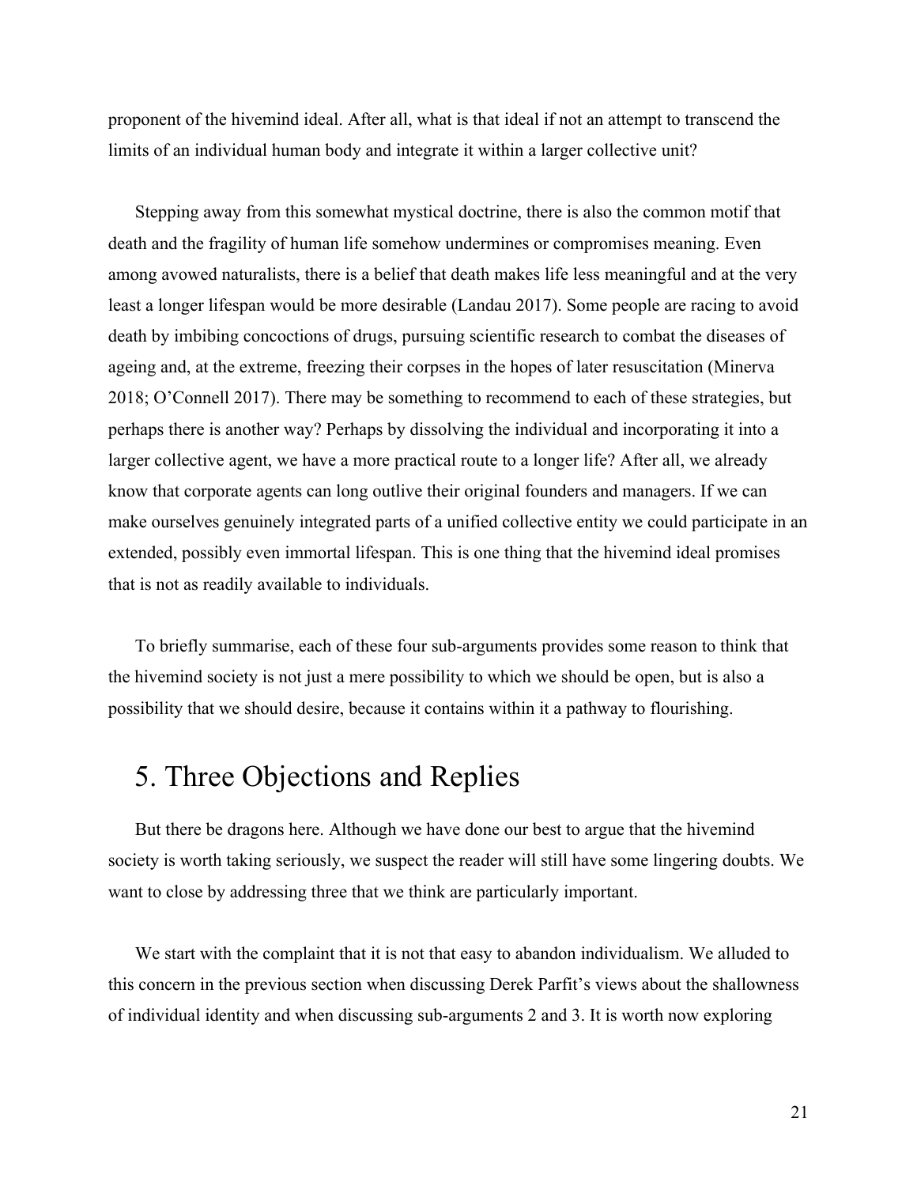proponent of the hivemind ideal. After all, what is that ideal if not an attempt to transcend the limits of an individual human body and integrate it within a larger collective unit?

Stepping away from this somewhat mystical doctrine, there is also the common motif that death and the fragility of human life somehow undermines or compromises meaning. Even among avowed naturalists, there is a belief that death makes life less meaningful and at the very least a longer lifespan would be more desirable (Landau 2017). Some people are racing to avoid death by imbibing concoctions of drugs, pursuing scientific research to combat the diseases of ageing and, at the extreme, freezing their corpses in the hopes of later resuscitation (Minerva 2018; O'Connell 2017). There may be something to recommend to each of these strategies, but perhaps there is another way? Perhaps by dissolving the individual and incorporating it into a larger collective agent, we have a more practical route to a longer life? After all, we already know that corporate agents can long outlive their original founders and managers. If we can make ourselves genuinely integrated parts of a unified collective entity we could participate in an extended, possibly even immortal lifespan. This is one thing that the hivemind ideal promises that is not as readily available to individuals.

To briefly summarise, each of these four sub-arguments provides some reason to think that the hivemind society is not just a mere possibility to which we should be open, but is also a possibility that we should desire, because it contains within it a pathway to flourishing.

# 5. Three Objections and Replies

But there be dragons here. Although we have done our best to argue that the hivemind society is worth taking seriously, we suspect the reader will still have some lingering doubts. We want to close by addressing three that we think are particularly important.

We start with the complaint that it is not that easy to abandon individualism. We alluded to this concern in the previous section when discussing Derek Parfit's views about the shallowness of individual identity and when discussing sub-arguments 2 and 3. It is worth now exploring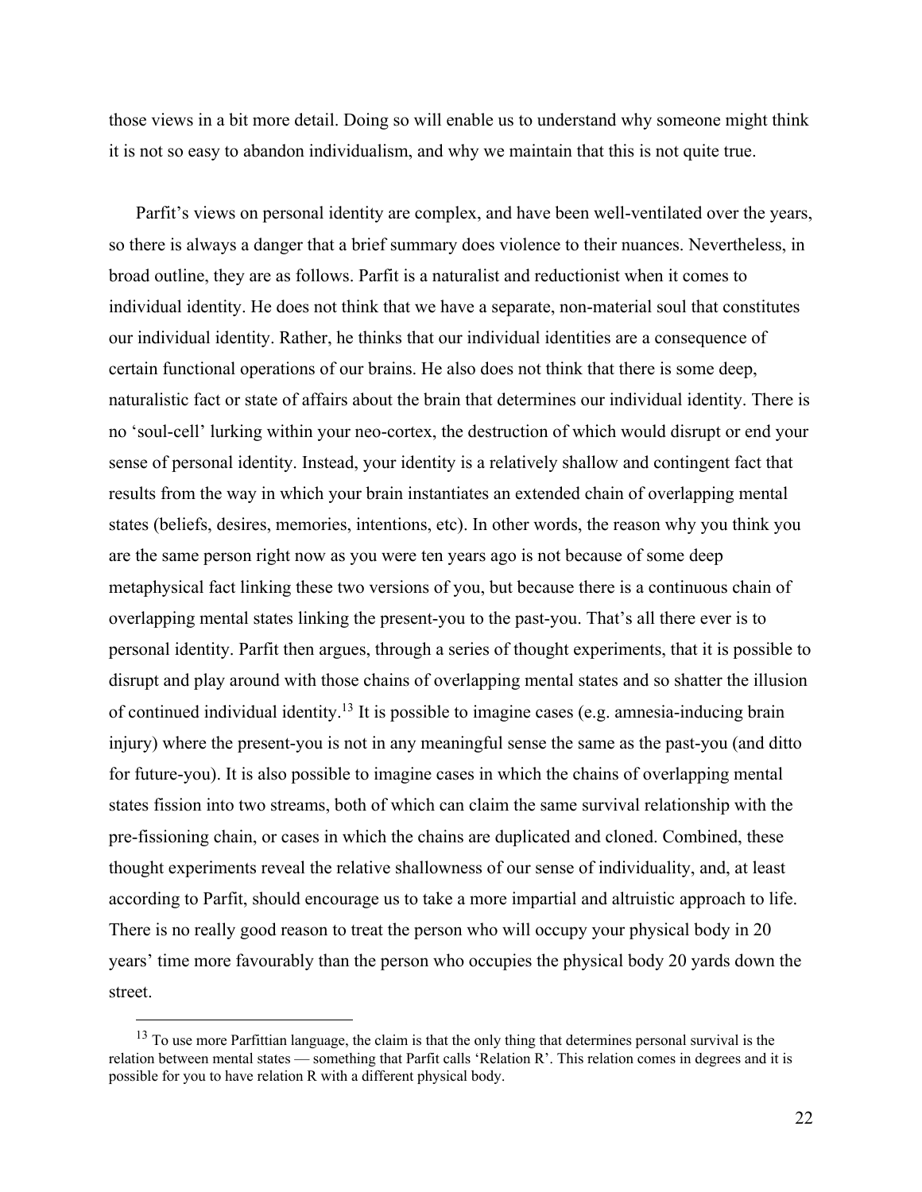those views in a bit more detail. Doing so will enable us to understand why someone might think it is not so easy to abandon individualism, and why we maintain that this is not quite true.

Parfit's views on personal identity are complex, and have been well-ventilated over the years, so there is always a danger that a brief summary does violence to their nuances. Nevertheless, in broad outline, they are as follows. Parfit is a naturalist and reductionist when it comes to individual identity. He does not think that we have a separate, non-material soul that constitutes our individual identity. Rather, he thinks that our individual identities are a consequence of certain functional operations of our brains. He also does not think that there is some deep, naturalistic fact or state of affairs about the brain that determines our individual identity. There is no 'soul-cell' lurking within your neo-cortex, the destruction of which would disrupt or end your sense of personal identity. Instead, your identity is a relatively shallow and contingent fact that results from the way in which your brain instantiates an extended chain of overlapping mental states (beliefs, desires, memories, intentions, etc). In other words, the reason why you think you are the same person right now as you were ten years ago is not because of some deep metaphysical fact linking these two versions of you, but because there is a continuous chain of overlapping mental states linking the present-you to the past-you. That's all there ever is to personal identity. Parfit then argues, through a series of thought experiments, that it is possible to disrupt and play around with those chains of overlapping mental states and so shatter the illusion of continued individual identity.[13] It is possible to imagine cases (e.g. amnesia-inducing brain injury) where the present-you is not in any meaningful sense the same as the past-you (and ditto for future-you). It is also possible to imagine cases in which the chains of overlapping mental states fission into two streams, both of which can claim the same survival relationship with the pre-fissioning chain, or cases in which the chains are duplicated and cloned. Combined, these thought experiments reveal the relative shallowness of our sense of individuality, and, at least according to Parfit, should encourage us to take a more impartial and altruistic approach to life. There is no really good reason to treat the person who will occupy your physical body in 20 years' time more favourably than the person who occupies the physical body 20 yards down the street.

[13] To use more Parfittian language, the claim is that the only thing that determines personal survival is the relation between mental states — something that Parfit calls 'Relation R'. This relation comes in degrees and it is possible for you to have relation R with a different physical body.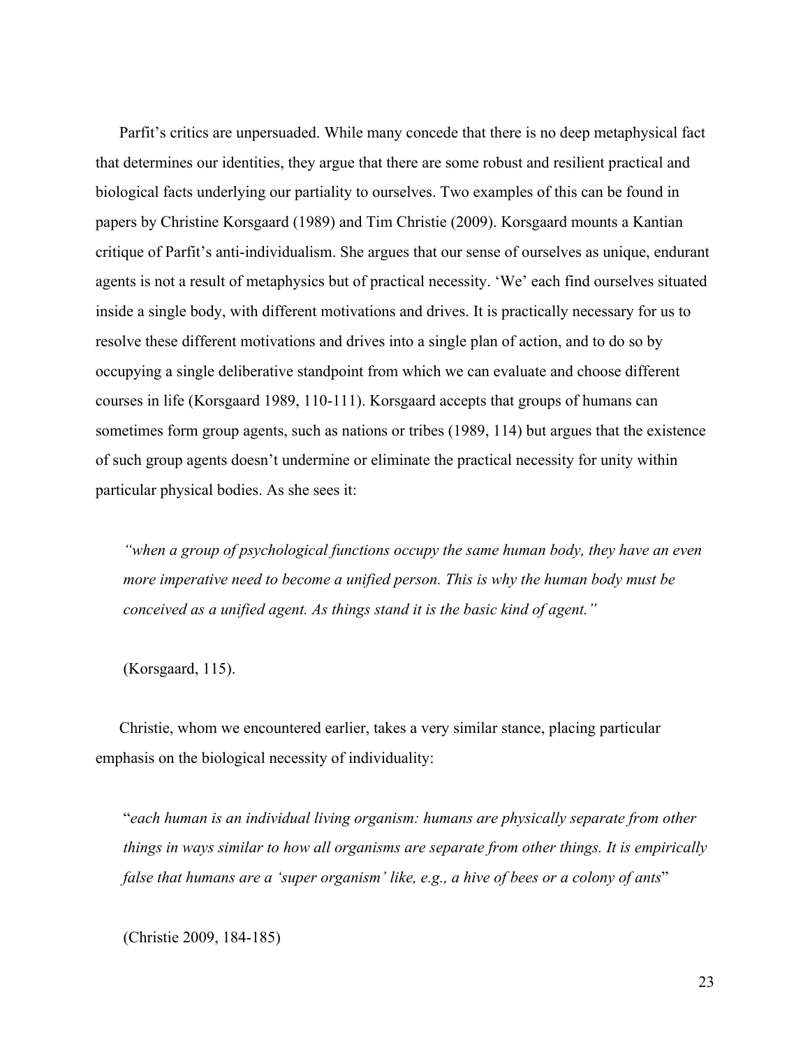Parfit's critics are unpersuaded. While many concede that there is no deep metaphysical fact that determines our identities, they argue that there are some robust and resilient practical and biological facts underlying our partiality to ourselves. Two examples of this can be found in papers by Christine Korsgaard (1989) and Tim Christie (2009). Korsgaard mounts a Kantian critique of Parfit's anti-individualism. She argues that our sense of ourselves as unique, endurant agents is not a result of metaphysics but of practical necessity. 'We' each find ourselves situated inside a single body, with different motivations and drives. It is practically necessary for us to resolve these different motivations and drives into a single plan of action, and to do so by occupying a single deliberative standpoint from which we can evaluate and choose different courses in life (Korsgaard 1989, 110-111). Korsgaard accepts that groups of humans can sometimes form group agents, such as nations or tribes (1989, 114) but argues that the existence of such group agents doesn't undermine or eliminate the practical necessity for unity within particular physical bodies. As she sees it:

> *"when a group of psychological functions occupy the same human body, they have an even more imperative need to become a unified person. This is why the human body must be conceived as a unified agent. As things stand it is the basic kind of agent."*
>
> (Korsgaard, 115).

Christie, whom we encountered earlier, takes a very similar stance, placing particular emphasis on the biological necessity of individuality:

> "*each human is an individual living organism: humans are physically separate from other things in ways similar to how all organisms are separate from other things. It is empirically false that humans are a 'super organism' like, e.g., a hive of bees or a colony of ants*"
>
> (Christie 2009, 184-185)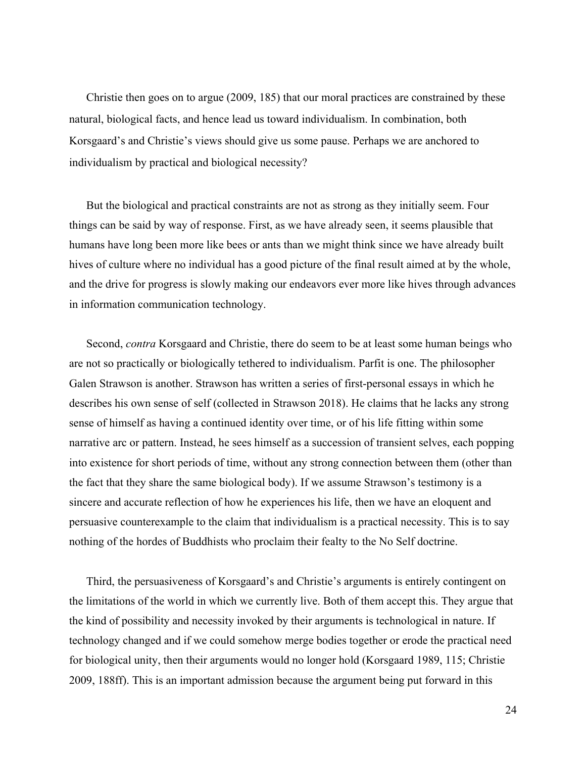Christie then goes on to argue (2009, 185) that our moral practices are constrained by these natural, biological facts, and hence lead us toward individualism. In combination, both Korsgaard's and Christie's views should give us some pause. Perhaps we are anchored to individualism by practical and biological necessity?

But the biological and practical constraints are not as strong as they initially seem. Four things can be said by way of response. First, as we have already seen, it seems plausible that humans have long been more like bees or ants than we might think since we have already built hives of culture where no individual has a good picture of the final result aimed at by the whole, and the drive for progress is slowly making our endeavors ever more like hives through advances in information communication technology.

Second, *contra* Korsgaard and Christie, there do seem to be at least some human beings who are not so practically or biologically tethered to individualism. Parfit is one. The philosopher Galen Strawson is another. Strawson has written a series of first-personal essays in which he describes his own sense of self (collected in Strawson 2018). He claims that he lacks any strong sense of himself as having a continued identity over time, or of his life fitting within some narrative arc or pattern. Instead, he sees himself as a succession of transient selves, each popping into existence for short periods of time, without any strong connection between them (other than the fact that they share the same biological body). If we assume Strawson's testimony is a sincere and accurate reflection of how he experiences his life, then we have an eloquent and persuasive counterexample to the claim that individualism is a practical necessity. This is to say nothing of the hordes of Buddhists who proclaim their fealty to the No Self doctrine.

Third, the persuasiveness of Korsgaard's and Christie's arguments is entirely contingent on the limitations of the world in which we currently live. Both of them accept this. They argue that the kind of possibility and necessity invoked by their arguments is technological in nature. If technology changed and if we could somehow merge bodies together or erode the practical need for biological unity, then their arguments would no longer hold (Korsgaard 1989, 115; Christie 2009, 188ff). This is an important admission because the argument being put forward in this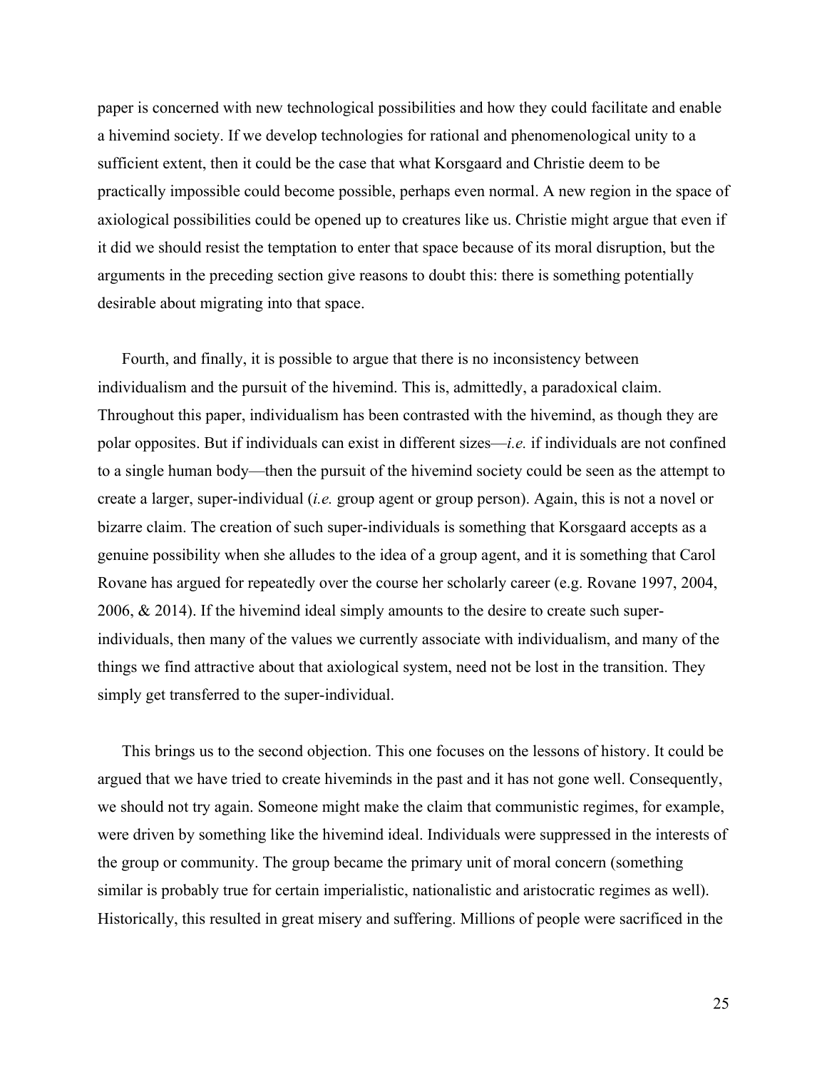paper is concerned with new technological possibilities and how they could facilitate and enable a hivemind society. If we develop technologies for rational and phenomenological unity to a sufficient extent, then it could be the case that what Korsgaard and Christie deem to be practically impossible could become possible, perhaps even normal. A new region in the space of axiological possibilities could be opened up to creatures like us. Christie might argue that even if it did we should resist the temptation to enter that space because of its moral disruption, but the arguments in the preceding section give reasons to doubt this: there is something potentially desirable about migrating into that space.

Fourth, and finally, it is possible to argue that there is no inconsistency between individualism and the pursuit of the hivemind. This is, admittedly, a paradoxical claim. Throughout this paper, individualism has been contrasted with the hivemind, as though they are polar opposites. But if individuals can exist in different sizes—*i.e.* if individuals are not confined to a single human body—then the pursuit of the hivemind society could be seen as the attempt to create a larger, super-individual (*i.e.* group agent or group person). Again, this is not a novel or bizarre claim. The creation of such super-individuals is something that Korsgaard accepts as a genuine possibility when she alludes to the idea of a group agent, and it is something that Carol Rovane has argued for repeatedly over the course her scholarly career (e.g. Rovane 1997, 2004, 2006, & 2014). If the hivemind ideal simply amounts to the desire to create such super-individuals, then many of the values we currently associate with individualism, and many of the things we find attractive about that axiological system, need not be lost in the transition. They simply get transferred to the super-individual.

This brings us to the second objection. This one focuses on the lessons of history. It could be argued that we have tried to create hiveminds in the past and it has not gone well. Consequently, we should not try again. Someone might make the claim that communistic regimes, for example, were driven by something like the hivemind ideal. Individuals were suppressed in the interests of the group or community. The group became the primary unit of moral concern (something similar is probably true for certain imperialistic, nationalistic and aristocratic regimes as well). Historically, this resulted in great misery and suffering. Millions of people were sacrificed in the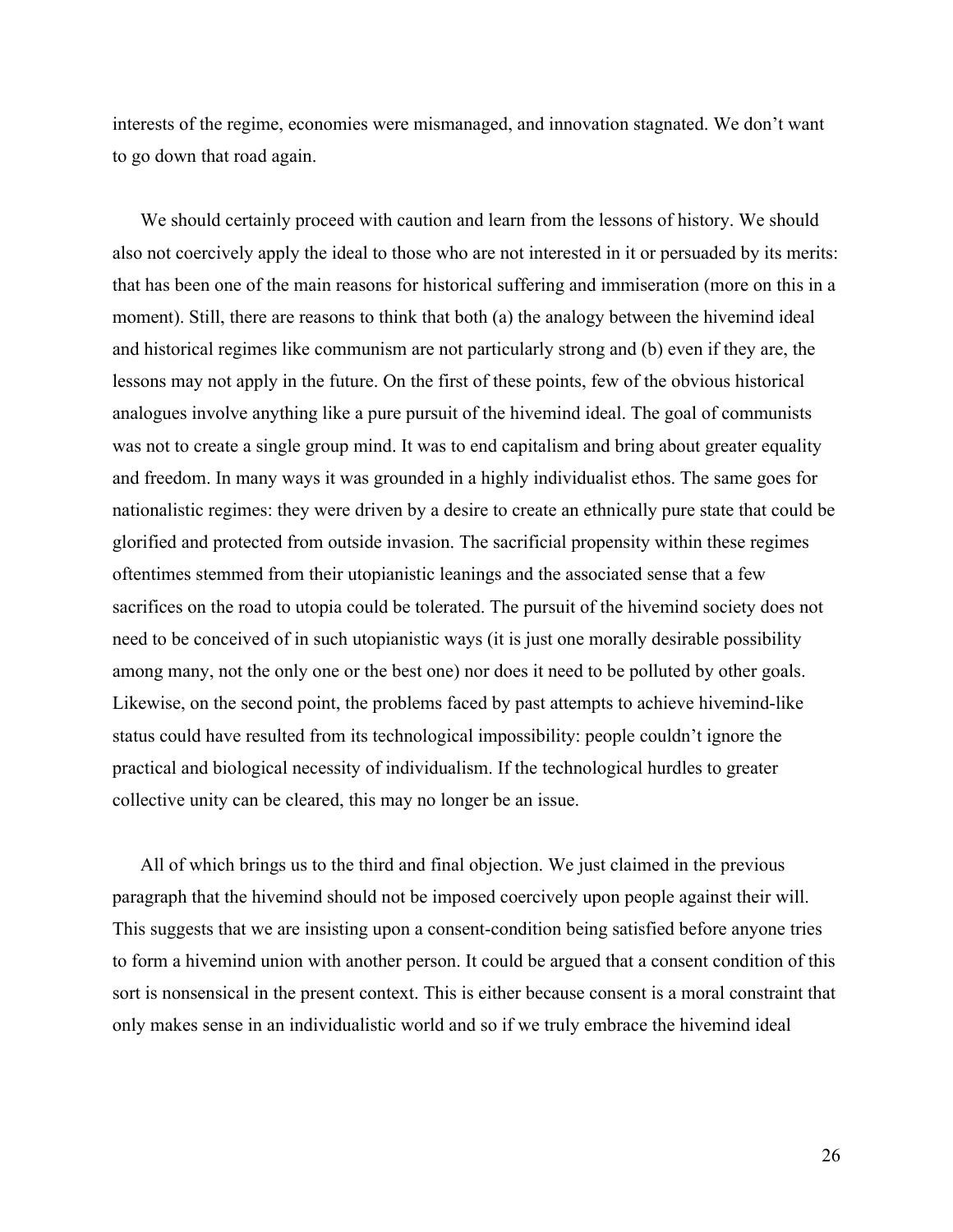interests of the regime, economies were mismanaged, and innovation stagnated. We don't want to go down that road again.

We should certainly proceed with caution and learn from the lessons of history. We should also not coercively apply the ideal to those who are not interested in it or persuaded by its merits: that has been one of the main reasons for historical suffering and immiseration (more on this in a moment). Still, there are reasons to think that both (a) the analogy between the hivemind ideal and historical regimes like communism are not particularly strong and (b) even if they are, the lessons may not apply in the future. On the first of these points, few of the obvious historical analogues involve anything like a pure pursuit of the hivemind ideal. The goal of communists was not to create a single group mind. It was to end capitalism and bring about greater equality and freedom. In many ways it was grounded in a highly individualist ethos. The same goes for nationalistic regimes: they were driven by a desire to create an ethnically pure state that could be glorified and protected from outside invasion. The sacrificial propensity within these regimes oftentimes stemmed from their utopianistic leanings and the associated sense that a few sacrifices on the road to utopia could be tolerated. The pursuit of the hivemind society does not need to be conceived of in such utopianistic ways (it is just one morally desirable possibility among many, not the only one or the best one) nor does it need to be polluted by other goals. Likewise, on the second point, the problems faced by past attempts to achieve hivemind-like status could have resulted from its technological impossibility: people couldn't ignore the practical and biological necessity of individualism. If the technological hurdles to greater collective unity can be cleared, this may no longer be an issue.

All of which brings us to the third and final objection. We just claimed in the previous paragraph that the hivemind should not be imposed coercively upon people against their will. This suggests that we are insisting upon a consent-condition being satisfied before anyone tries to form a hivemind union with another person. It could be argued that a consent condition of this sort is nonsensical in the present context. This is either because consent is a moral constraint that only makes sense in an individualistic world and so if we truly embrace the hivemind ideal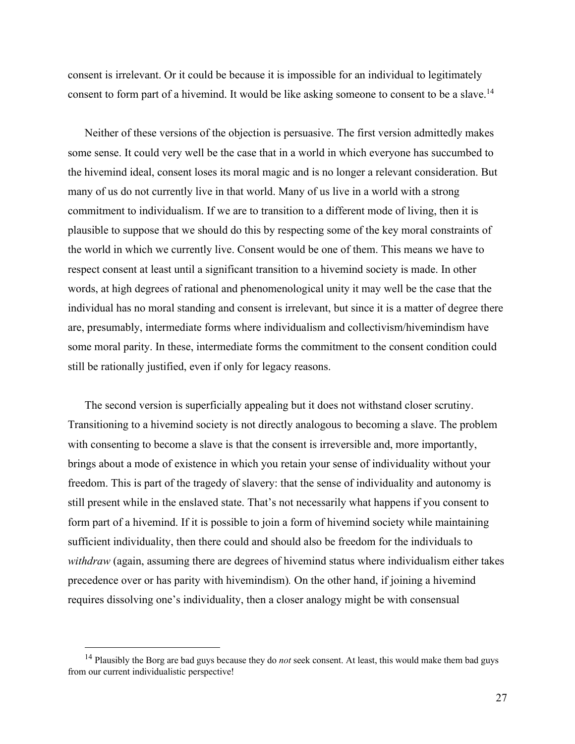consent is irrelevant. Or it could be because it is impossible for an individual to legitimately consent to form part of a hivemind. It would be like asking someone to consent to be a slave.[14]

Neither of these versions of the objection is persuasive. The first version admittedly makes some sense. It could very well be the case that in a world in which everyone has succumbed to the hivemind ideal, consent loses its moral magic and is no longer a relevant consideration. But many of us do not currently live in that world. Many of us live in a world with a strong commitment to individualism. If we are to transition to a different mode of living, then it is plausible to suppose that we should do this by respecting some of the key moral constraints of the world in which we currently live. Consent would be one of them. This means we have to respect consent at least until a significant transition to a hivemind society is made. In other words, at high degrees of rational and phenomenological unity it may well be the case that the individual has no moral standing and consent is irrelevant, but since it is a matter of degree there are, presumably, intermediate forms where individualism and collectivism/hivemindism have some moral parity. In these, intermediate forms the commitment to the consent condition could still be rationally justified, even if only for legacy reasons.

The second version is superficially appealing but it does not withstand closer scrutiny. Transitioning to a hivemind society is not directly analogous to becoming a slave. The problem with consenting to become a slave is that the consent is irreversible and, more importantly, brings about a mode of existence in which you retain your sense of individuality without your freedom. This is part of the tragedy of slavery: that the sense of individuality and autonomy is still present while in the enslaved state. That's not necessarily what happens if you consent to form part of a hivemind. If it is possible to join a form of hivemind society while maintaining sufficient individuality, then there could and should also be freedom for the individuals to *withdraw* (again, assuming there are degrees of hivemind status where individualism either takes precedence over or has parity with hivemindism). On the other hand, if joining a hivemind requires dissolving one's individuality, then a closer analogy might be with consensual

[14] Plausibly the Borg are bad guys because they do *not* seek consent. At least, this would make them bad guys from our current individualistic perspective!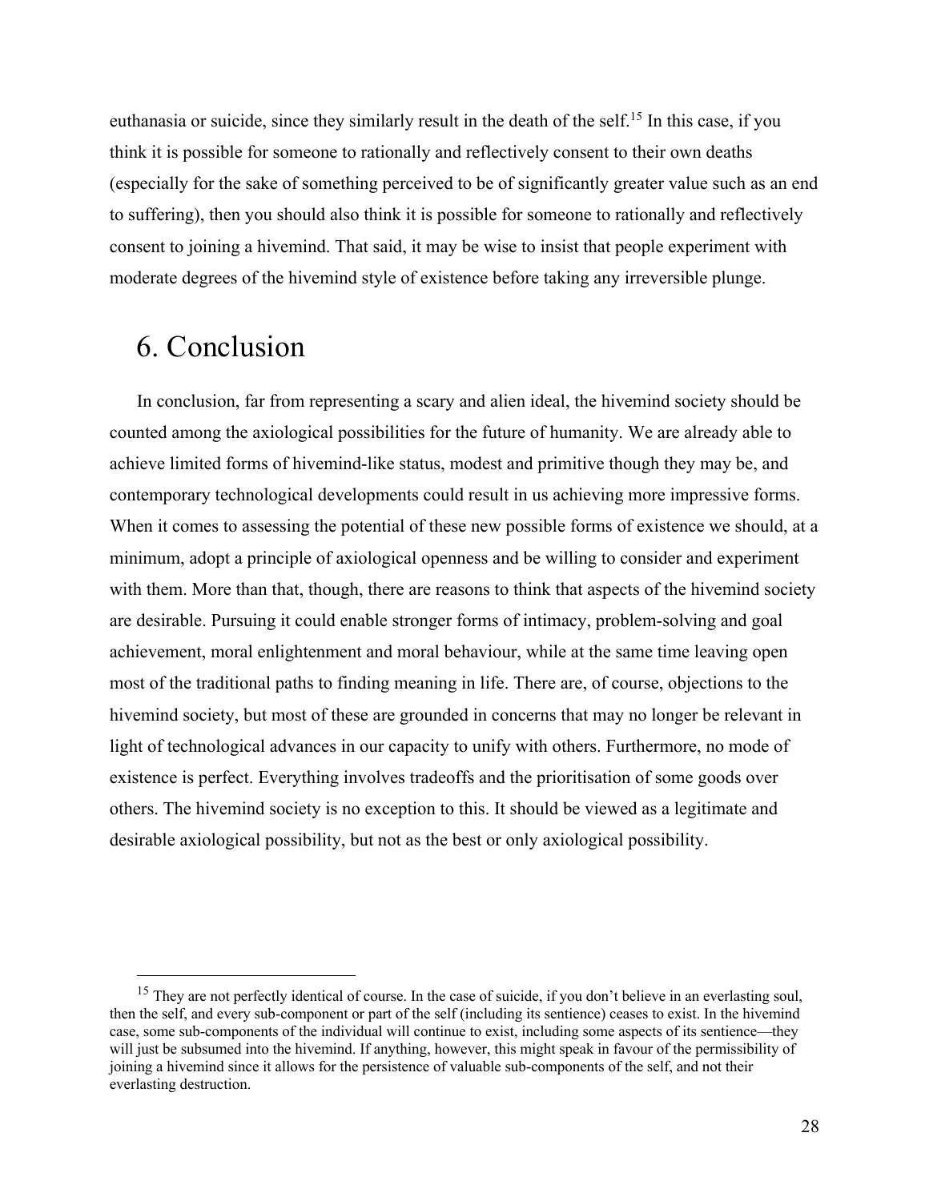euthanasia or suicide, since they similarly result in the death of the self.[15] In this case, if you think it is possible for someone to rationally and reflectively consent to their own deaths (especially for the sake of something perceived to be of significantly greater value such as an end to suffering), then you should also think it is possible for someone to rationally and reflectively consent to joining a hivemind. That said, it may be wise to insist that people experiment with moderate degrees of the hivemind style of existence before taking any irreversible plunge.

# 6. Conclusion

In conclusion, far from representing a scary and alien ideal, the hivemind society should be counted among the axiological possibilities for the future of humanity. We are already able to achieve limited forms of hivemind-like status, modest and primitive though they may be, and contemporary technological developments could result in us achieving more impressive forms. When it comes to assessing the potential of these new possible forms of existence we should, at a minimum, adopt a principle of axiological openness and be willing to consider and experiment with them. More than that, though, there are reasons to think that aspects of the hivemind society are desirable. Pursuing it could enable stronger forms of intimacy, problem-solving and goal achievement, moral enlightenment and moral behaviour, while at the same time leaving open most of the traditional paths to finding meaning in life. There are, of course, objections to the hivemind society, but most of these are grounded in concerns that may no longer be relevant in light of technological advances in our capacity to unify with others. Furthermore, no mode of existence is perfect. Everything involves tradeoffs and the prioritisation of some goods over others. The hivemind society is no exception to this. It should be viewed as a legitimate and desirable axiological possibility, but not as the best or only axiological possibility.

---

[15] They are not perfectly identical of course. In the case of suicide, if you don't believe in an everlasting soul, then the self, and every sub-component or part of the self (including its sentience) ceases to exist. In the hivemind case, some sub-components of the individual will continue to exist, including some aspects of its sentience—they will just be subsumed into the hivemind. If anything, however, this might speak in favour of the permissibility of joining a hivemind since it allows for the persistence of valuable sub-components of the self, and not their everlasting destruction.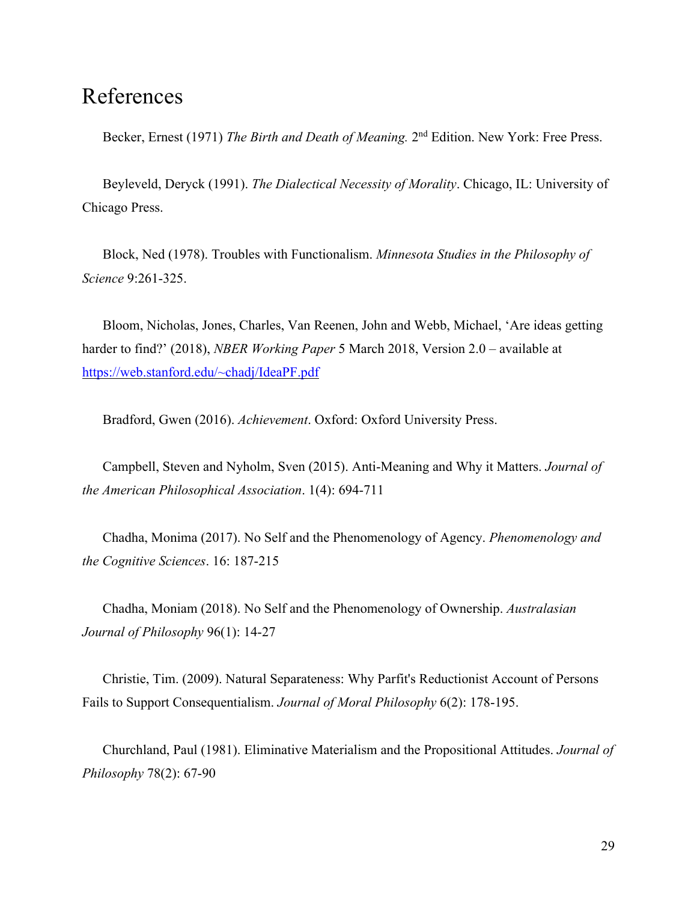# References

Becker, Ernest (1971) *The Birth and Death of Meaning.* 2nd Edition. New York: Free Press.

Beyleveld, Deryck (1991). *The Dialectical Necessity of Morality*. Chicago, IL: University of Chicago Press.

Block, Ned (1978). Troubles with Functionalism. *Minnesota Studies in the Philosophy of Science* 9:261-325.

Bloom, Nicholas, Jones, Charles, Van Reenen, John and Webb, Michael, 'Are ideas getting harder to find?' (2018), *NBER Working Paper* 5 March 2018, Version 2.0 – available at https://web.stanford.edu/~chadj/IdeaPF.pdf

Bradford, Gwen (2016). *Achievement*. Oxford: Oxford University Press.

Campbell, Steven and Nyholm, Sven (2015). Anti-Meaning and Why it Matters. *Journal of the American Philosophical Association*. 1(4): 694-711

Chadha, Monima (2017). No Self and the Phenomenology of Agency. *Phenomenology and the Cognitive Sciences*. 16: 187-215

Chadha, Moniam (2018). No Self and the Phenomenology of Ownership. *Australasian Journal of Philosophy* 96(1): 14-27

Christie, Tim. (2009). Natural Separateness: Why Parfit's Reductionist Account of Persons Fails to Support Consequentialism. *Journal of Moral Philosophy* 6(2): 178-195.

Churchland, Paul (1981). Eliminative Materialism and the Propositional Attitudes. *Journal of Philosophy* 78(2): 67-90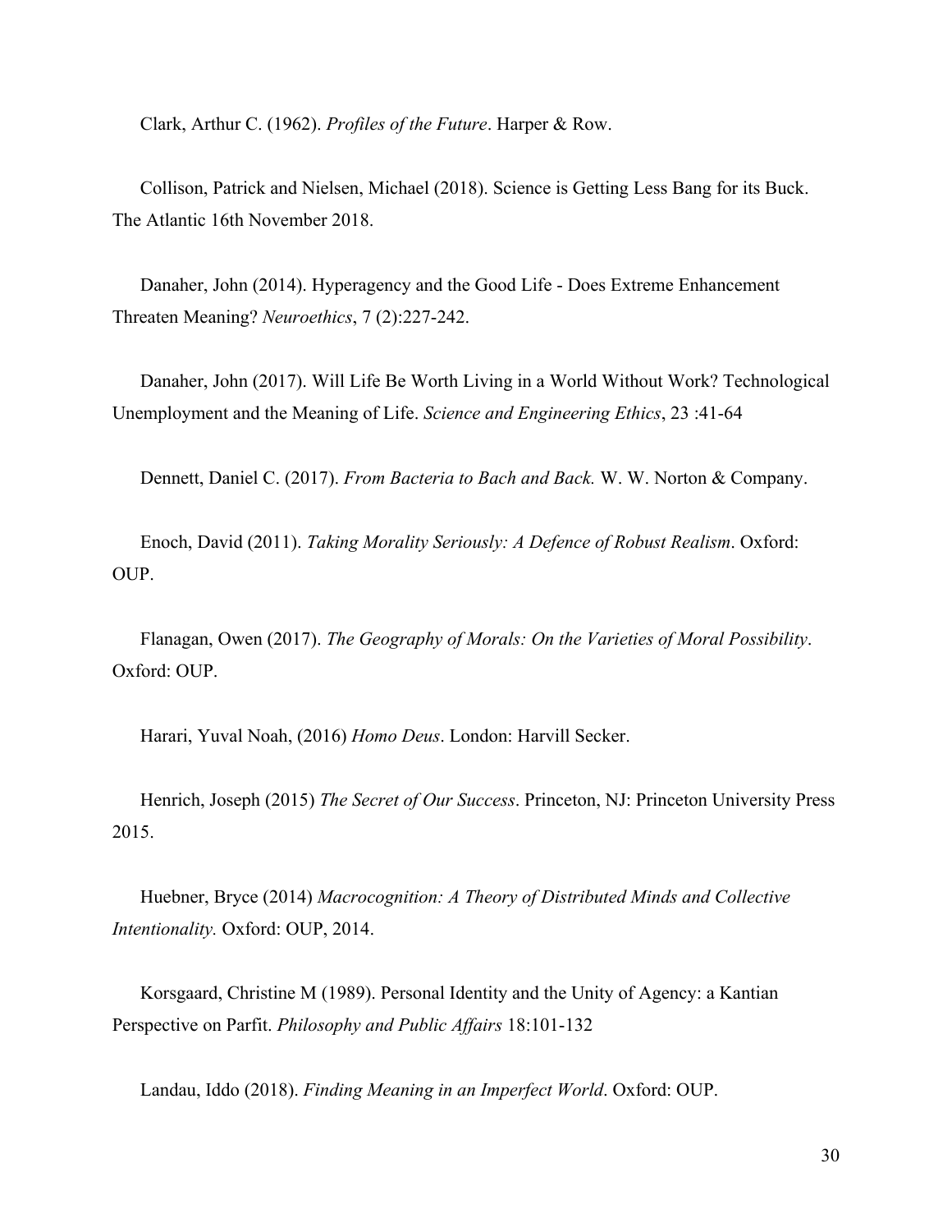Clark, Arthur C. (1962). *Profiles of the Future*. Harper & Row.

Collison, Patrick and Nielsen, Michael (2018). Science is Getting Less Bang for its Buck. The Atlantic 16th November 2018.

Danaher, John (2014). Hyperagency and the Good Life - Does Extreme Enhancement Threaten Meaning? *Neuroethics*, 7 (2):227-242.

Danaher, John (2017). Will Life Be Worth Living in a World Without Work? Technological Unemployment and the Meaning of Life. *Science and Engineering Ethics*, 23 :41-64

Dennett, Daniel C. (2017). *From Bacteria to Bach and Back.* W. W. Norton & Company.

Enoch, David (2011). *Taking Morality Seriously: A Defence of Robust Realism*. Oxford: OUP.

Flanagan, Owen (2017). *The Geography of Morals: On the Varieties of Moral Possibility*. Oxford: OUP.

Harari, Yuval Noah, (2016) *Homo Deus*. London: Harvill Secker.

Henrich, Joseph (2015) *The Secret of Our Success*. Princeton, NJ: Princeton University Press 2015.

Huebner, Bryce (2014) *Macrocognition: A Theory of Distributed Minds and Collective Intentionality.* Oxford: OUP, 2014.

Korsgaard, Christine M (1989). Personal Identity and the Unity of Agency: a Kantian Perspective on Parfit. *Philosophy and Public Affairs* 18:101-132

Landau, Iddo (2018). *Finding Meaning in an Imperfect World*. Oxford: OUP.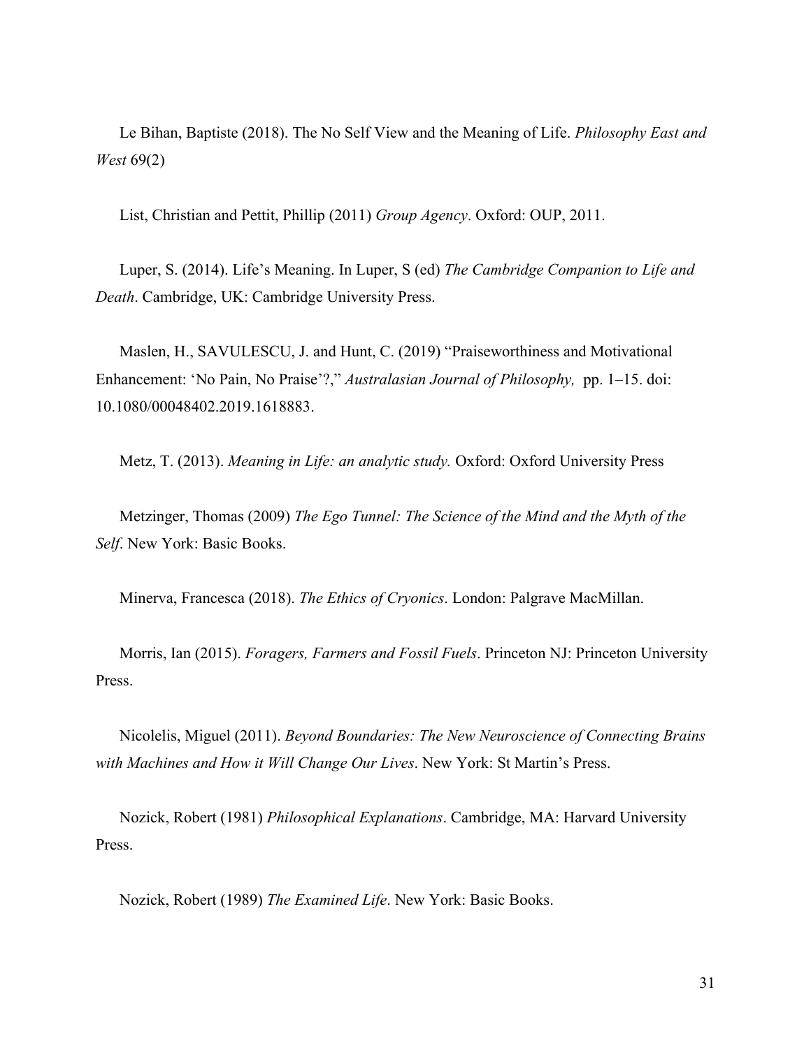Le Bihan, Baptiste (2018). The No Self View and the Meaning of Life. *Philosophy East and West* 69(2)

List, Christian and Pettit, Phillip (2011) *Group Agency*. Oxford: OUP, 2011.

Luper, S. (2014). Life's Meaning. In Luper, S (ed) *The Cambridge Companion to Life and Death*. Cambridge, UK: Cambridge University Press.

Maslen, H., SAVULESCU, J. and Hunt, C. (2019) "Praiseworthiness and Motivational Enhancement: 'No Pain, No Praise'?," *Australasian Journal of Philosophy,* pp. 1–15. doi: 10.1080/00048402.2019.1618883.

Metz, T. (2013). *Meaning in Life: an analytic study.* Oxford: Oxford University Press

Metzinger, Thomas (2009) *The Ego Tunnel: The Science of the Mind and the Myth of the Self*. New York: Basic Books.

Minerva, Francesca (2018). *The Ethics of Cryonics*. London: Palgrave MacMillan.

Morris, Ian (2015). *Foragers, Farmers and Fossil Fuels*. Princeton NJ: Princeton University Press.

Nicolelis, Miguel (2011). *Beyond Boundaries: The New Neuroscience of Connecting Brains with Machines and How it Will Change Our Lives*. New York: St Martin's Press.

Nozick, Robert (1981) *Philosophical Explanations*. Cambridge, MA: Harvard University Press.

Nozick, Robert (1989) *The Examined Life*. New York: Basic Books.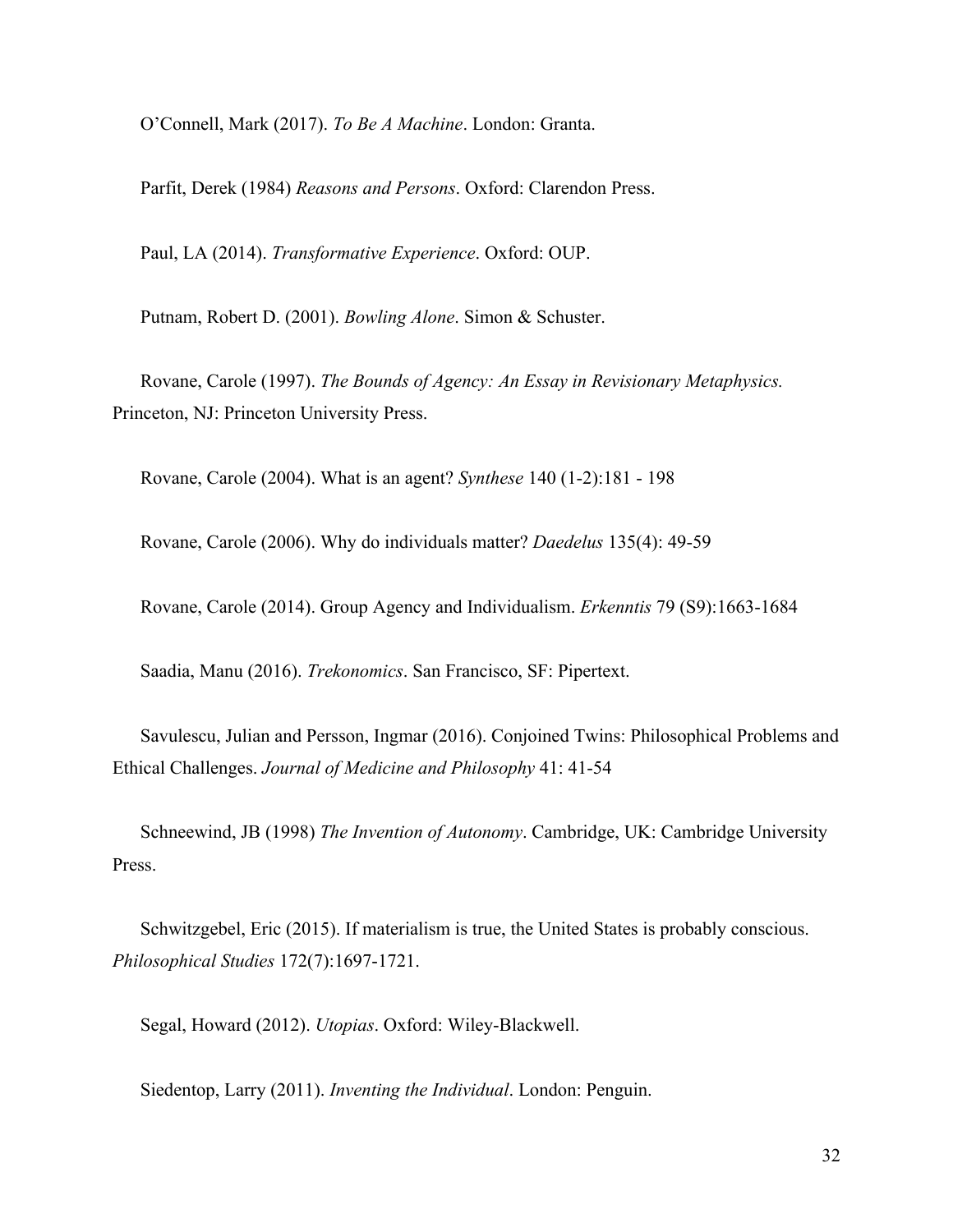O'Connell, Mark (2017). *To Be A Machine*. London: Granta.

Parfit, Derek (1984) *Reasons and Persons*. Oxford: Clarendon Press.

Paul, LA (2014). *Transformative Experience*. Oxford: OUP.

Putnam, Robert D. (2001). *Bowling Alone*. Simon & Schuster.

Rovane, Carole (1997). *The Bounds of Agency: An Essay in Revisionary Metaphysics.* Princeton, NJ: Princeton University Press.

Rovane, Carole (2004). What is an agent? *Synthese* 140 (1-2):181 - 198

Rovane, Carole (2006). Why do individuals matter? *Daedelus* 135(4): 49-59

Rovane, Carole (2014). Group Agency and Individualism. *Erkenntis* 79 (S9):1663-1684

Saadia, Manu (2016). *Trekonomics*. San Francisco, SF: Pipertext.

Savulescu, Julian and Persson, Ingmar (2016). Conjoined Twins: Philosophical Problems and Ethical Challenges. *Journal of Medicine and Philosophy* 41: 41-54

Schneewind, JB (1998) *The Invention of Autonomy*. Cambridge, UK: Cambridge University Press.

Schwitzgebel, Eric (2015). If materialism is true, the United States is probably conscious. *Philosophical Studies* 172(7):1697-1721.

Segal, Howard (2012). *Utopias*. Oxford: Wiley-Blackwell.

Siedentop, Larry (2011). *Inventing the Individual*. London: Penguin.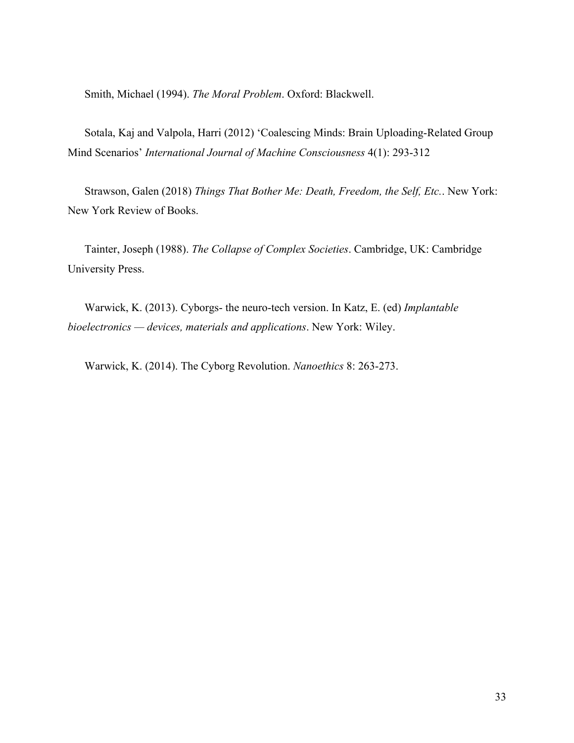Smith, Michael (1994). *The Moral Problem*. Oxford: Blackwell.

Sotala, Kaj and Valpola, Harri (2012) 'Coalescing Minds: Brain Uploading-Related Group Mind Scenarios' *International Journal of Machine Consciousness* 4(1): 293-312

Strawson, Galen (2018) *Things That Bother Me: Death, Freedom, the Self, Etc.*. New York: New York Review of Books.

Tainter, Joseph (1988). *The Collapse of Complex Societies*. Cambridge, UK: Cambridge University Press.

Warwick, K. (2013). Cyborgs- the neuro-tech version. In Katz, E. (ed) *Implantable bioelectronics — devices, materials and applications*. New York: Wiley.

Warwick, K. (2014). The Cyborg Revolution. *Nanoethics* 8: 263-273.